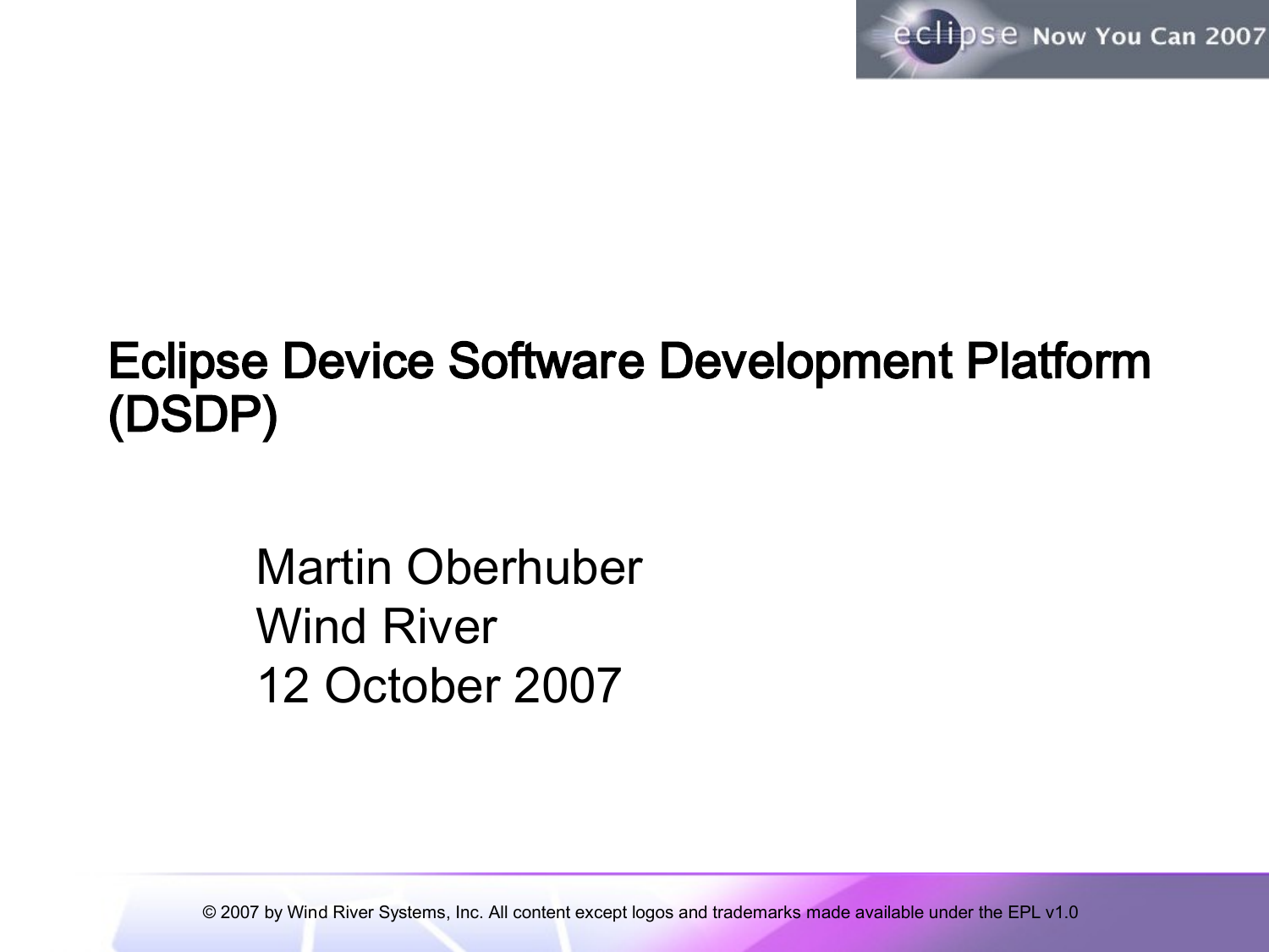# Eclipse Device Software Development Platform (DSDP)

Martin Oberhuber
Wind River
12 October 2007

© 2007 by Wind River Systems, Inc. All content except logos and trademarks made available under the EPL v1.0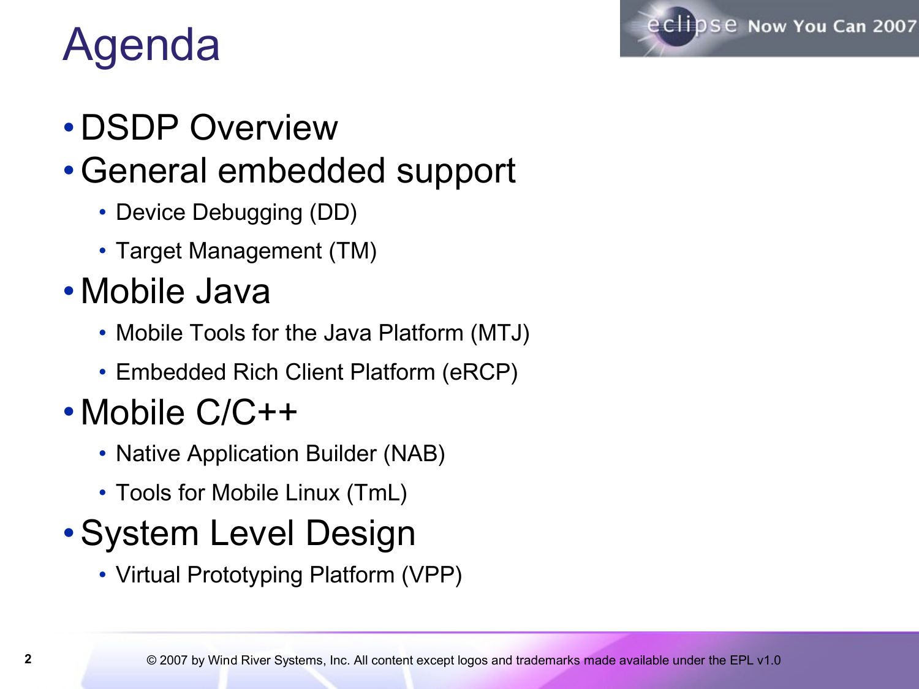# Agenda

- DSDP Overview
- General embedded support
  - Device Debugging (DD)
  - Target Management (TM)
- Mobile Java
  - Mobile Tools for the Java Platform (MTJ)
  - Embedded Rich Client Platform (eRCP)
- Mobile C/C++
  - Native Application Builder (NAB)
  - Tools for Mobile Linux (TmL)
- System Level Design
  - Virtual Prototyping Platform (VPP)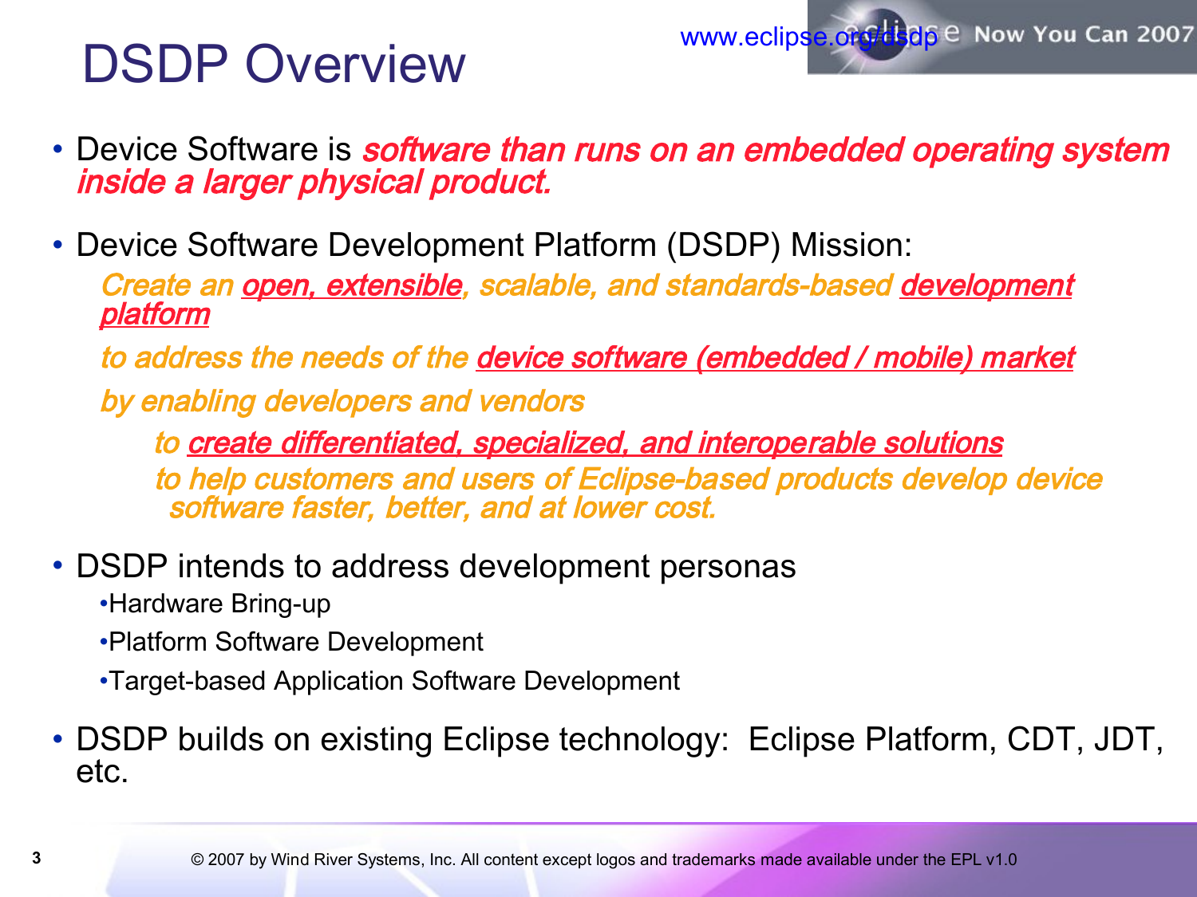# DSDP Overview

www.eclipse.org/dsdp

- Device Software is *software than runs on an embedded operating system inside a larger physical product.*

- Device Software Development Platform (DSDP) Mission:

  *Create an __open, extensible__, scalable, and standards-based __development platform__*

  *to address the needs of the __device software (embedded / mobile) market__*

  *by enabling developers and vendors*

  - *to __create differentiated, specialized, and interoperable solutions__*
  - *to help customers and users of Eclipse-based products develop device software faster, better, and at lower cost.*

- DSDP intends to address development personas
  - Hardware Bring-up
  - Platform Software Development
  - Target-based Application Software Development

- DSDP builds on existing Eclipse technology: Eclipse Platform, CDT, JDT, etc.

© 2007 by Wind River Systems, Inc. All content except logos and trademarks made available under the EPL v1.0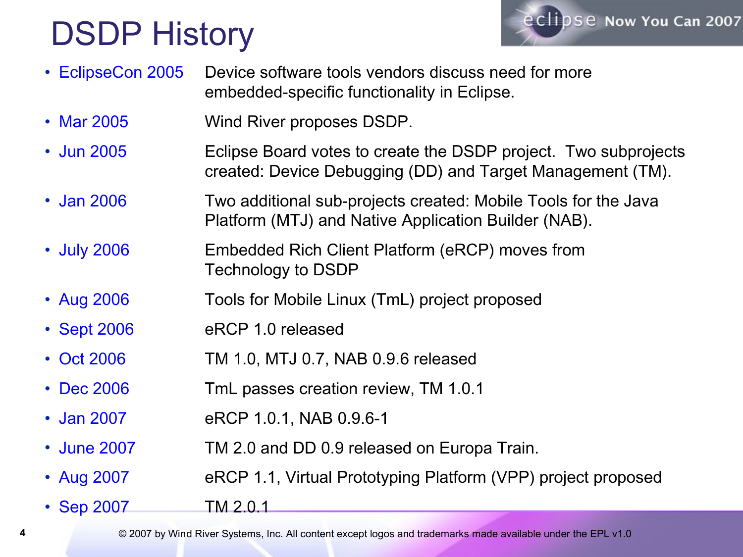# DSDP History

- EclipseCon 2005 — Device software tools vendors discuss need for more embedded-specific functionality in Eclipse.
- Mar 2005 — Wind River proposes DSDP.
- Jun 2005 — Eclipse Board votes to create the DSDP project. Two subprojects created: Device Debugging (DD) and Target Management (TM).
- Jan 2006 — Two additional sub-projects created: Mobile Tools for the Java Platform (MTJ) and Native Application Builder (NAB).
- July 2006 — Embedded Rich Client Platform (eRCP) moves from Technology to DSDP
- Aug 2006 — Tools for Mobile Linux (TmL) project proposed
- Sept 2006 — eRCP 1.0 released
- Oct 2006 — TM 1.0, MTJ 0.7, NAB 0.9.6 released
- Dec 2006 — TmL passes creation review, TM 1.0.1
- Jan 2007 — eRCP 1.0.1, NAB 0.9.6-1
- June 2007 — TM 2.0 and DD 0.9 released on Europa Train.
- Aug 2007 — eRCP 1.1, Virtual Prototyping Platform (VPP) project proposed
- Sep 2007 — TM 2.0.1

© 2007 by Wind River Systems, Inc. All content except logos and trademarks made available under the EPL v1.0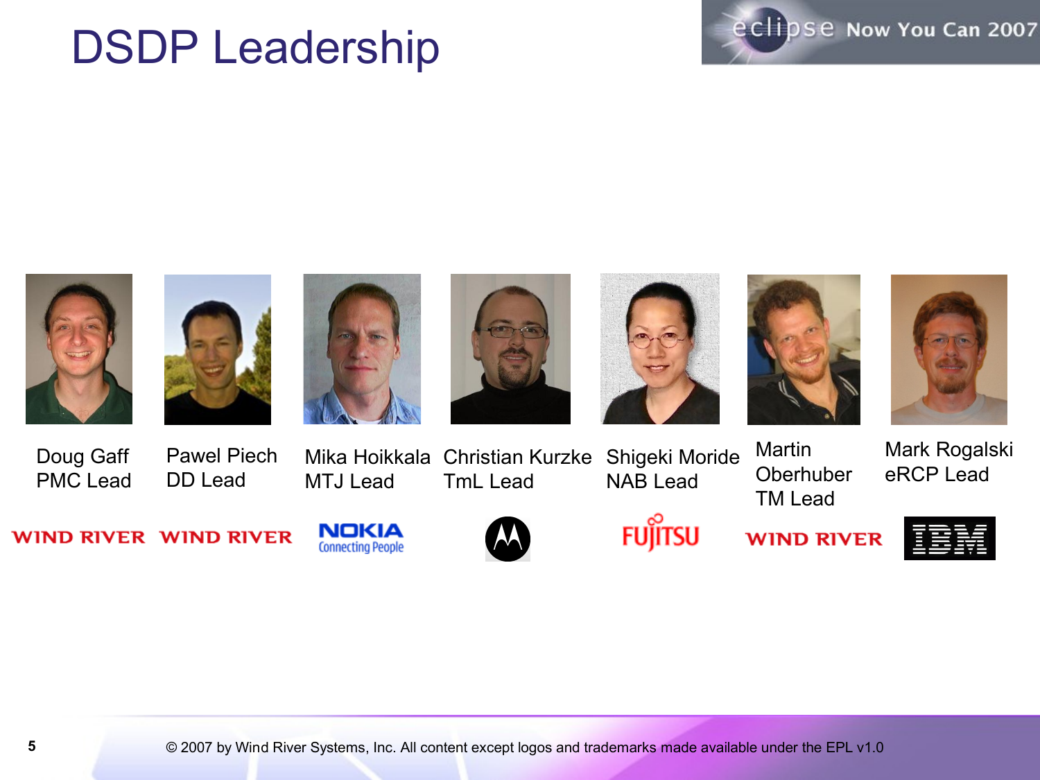# DSDP Leadership

Doug Gaff
PMC Lead
WIND RIVER

Pawel Piech
DD Lead
WIND RIVER

Mika Hoikkala
MTJ Lead
NOKIA Connecting People

Christian Kurzke
TmL Lead

Shigeki Moride
NAB Lead
FUJITSU

Martin Oberhuber
TM Lead
WIND RIVER

Mark Rogalski
eRCP Lead
IBM

© 2007 by Wind River Systems, Inc. All content except logos and trademarks made available under the EPL v1.0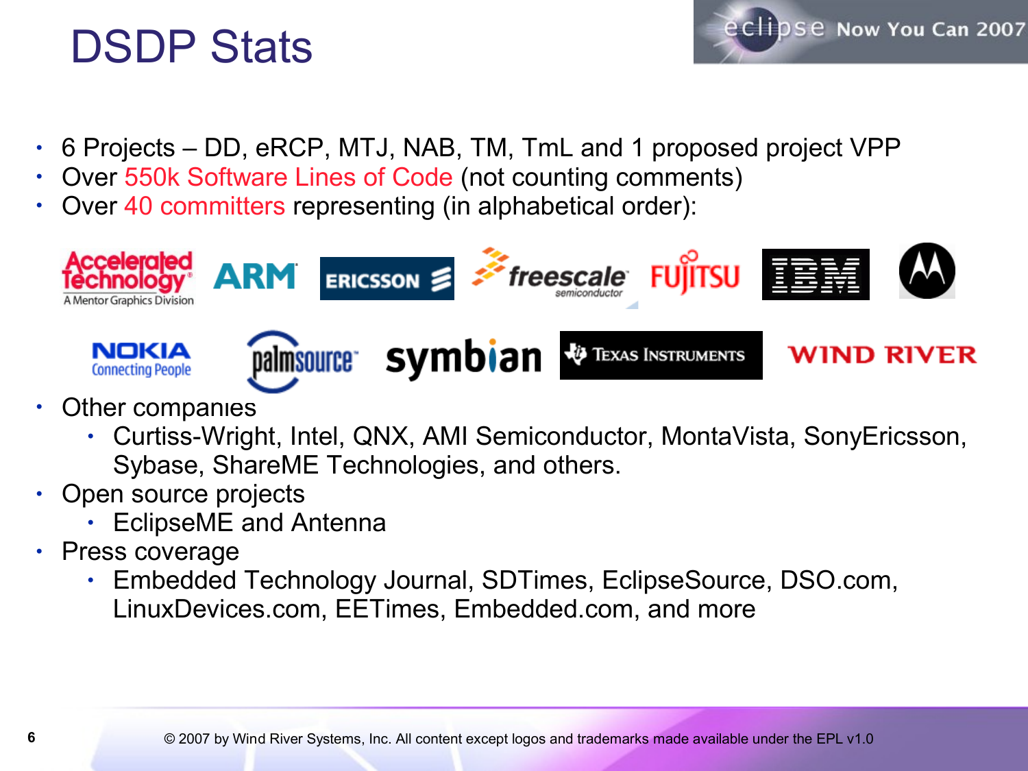# DSDP Stats

- 6 Projects – DD, eRCP, MTJ, NAB, TM, TmL and 1 proposed project VPP
- Over 550k Software Lines of Code (not counting comments)
- Over 40 committers representing (in alphabetical order):

Accelerated Technology A Mentor Graphics Division, ARM, ERICSSON, freescale semiconductor, FUJITSU, IBM, Motorola, NOKIA Connecting People, palmsource, symbian, Texas Instruments, WIND RIVER

- Other companies
  - Curtiss-Wright, Intel, QNX, AMI Semiconductor, MontaVista, SonyEricsson, Sybase, ShareME Technologies, and others.
- Open source projects
  - EclipseME and Antenna
- Press coverage
  - Embedded Technology Journal, SDTimes, EclipseSource, DSO.com, LinuxDevices.com, EETimes, Embedded.com, and more

© 2007 by Wind River Systems, Inc. All content except logos and trademarks made available under the EPL v1.0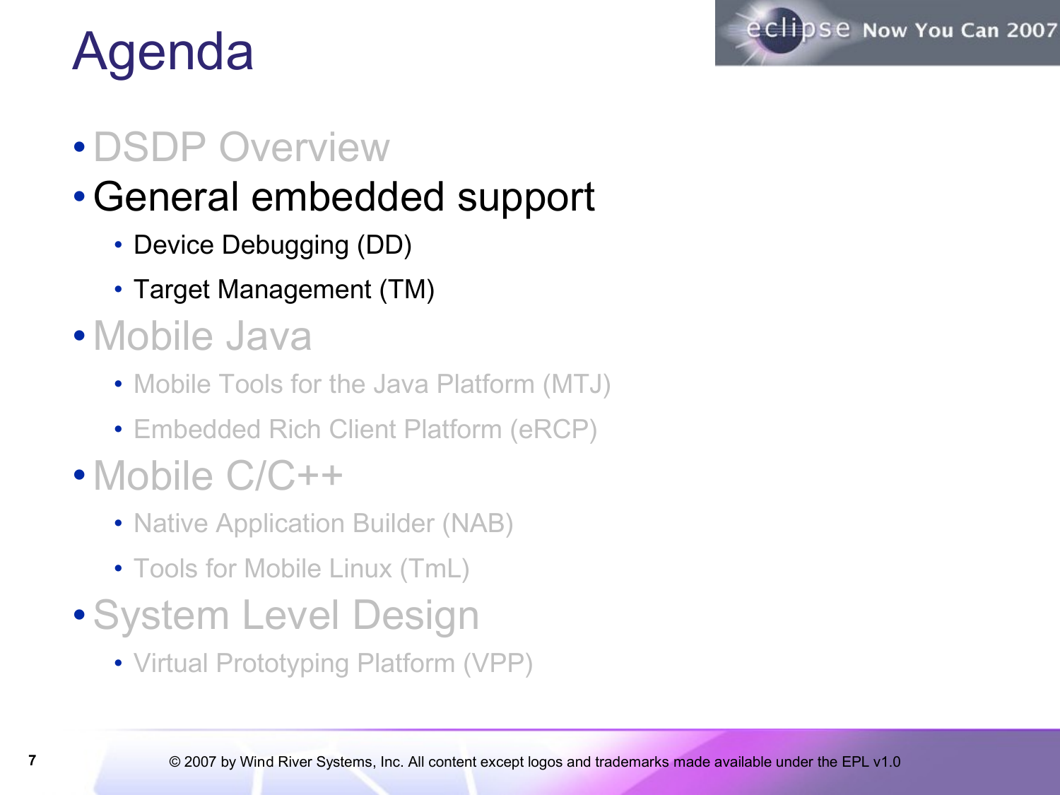# Agenda

- DSDP Overview
- General embedded support
  - Device Debugging (DD)
  - Target Management (TM)
- Mobile Java
  - Mobile Tools for the Java Platform (MTJ)
  - Embedded Rich Client Platform (eRCP)
- Mobile C/C++
  - Native Application Builder (NAB)
  - Tools for Mobile Linux (TmL)
- System Level Design
  - Virtual Prototyping Platform (VPP)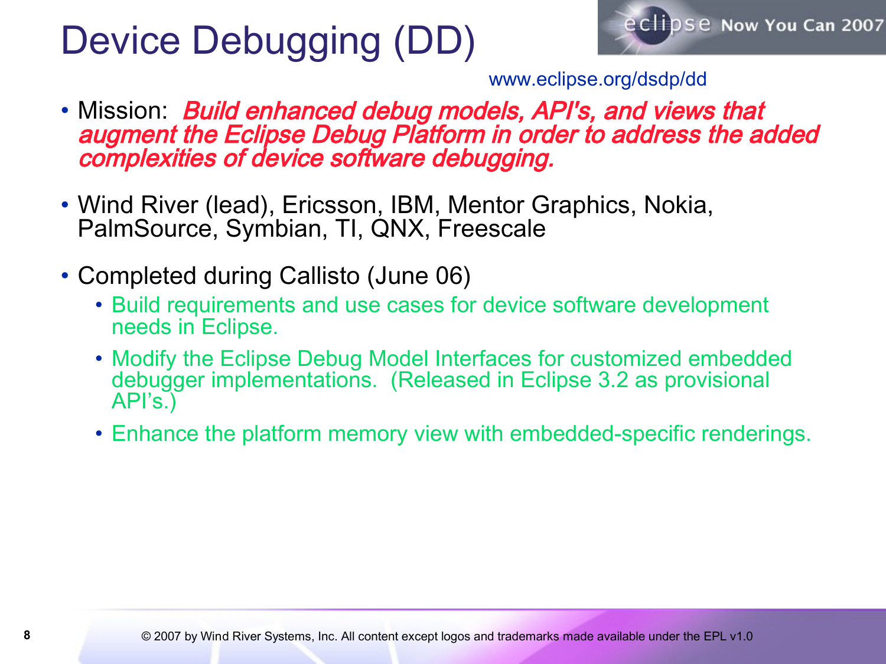# Device Debugging (DD)

www.eclipse.org/dsdp/dd

- Mission: ***Build enhanced debug models, API's, and views that augment the Eclipse Debug Platform in order to address the added complexities of device software debugging.***
- Wind River (lead), Ericsson, IBM, Mentor Graphics, Nokia, PalmSource, Symbian, TI, QNX, Freescale
- Completed during Callisto (June 06)
  - Build requirements and use cases for device software development needs in Eclipse.
  - Modify the Eclipse Debug Model Interfaces for customized embedded debugger implementations. (Released in Eclipse 3.2 as provisional API's.)
  - Enhance the platform memory view with embedded-specific renderings.

© 2007 by Wind River Systems, Inc. All content except logos and trademarks made available under the EPL v1.0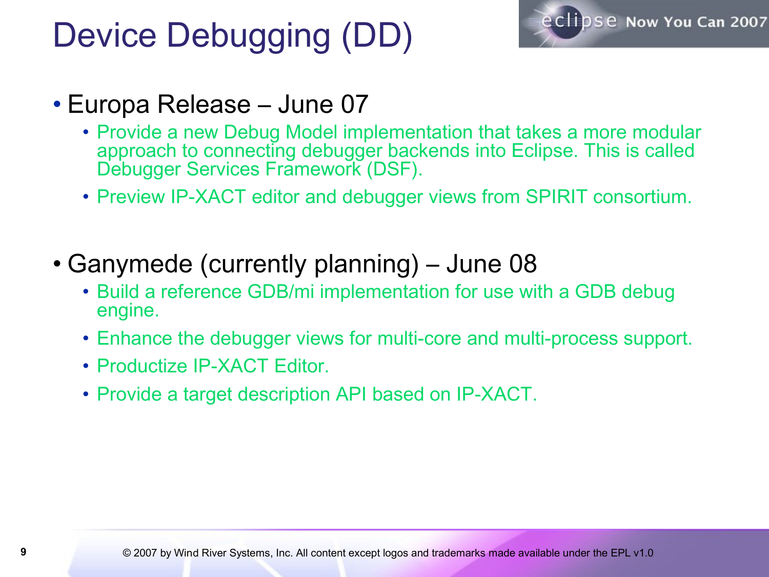# Device Debugging (DD)

- Europa Release – June 07
  - Provide a new Debug Model implementation that takes a more modular approach to connecting debugger backends into Eclipse. This is called Debugger Services Framework (DSF).
  - Preview IP-XACT editor and debugger views from SPIRIT consortium.

- Ganymede (currently planning) – June 08
  - Build a reference GDB/mi implementation for use with a GDB debug engine.
  - Enhance the debugger views for multi-core and multi-process support.
  - Productize IP-XACT Editor.
  - Provide a target description API based on IP-XACT.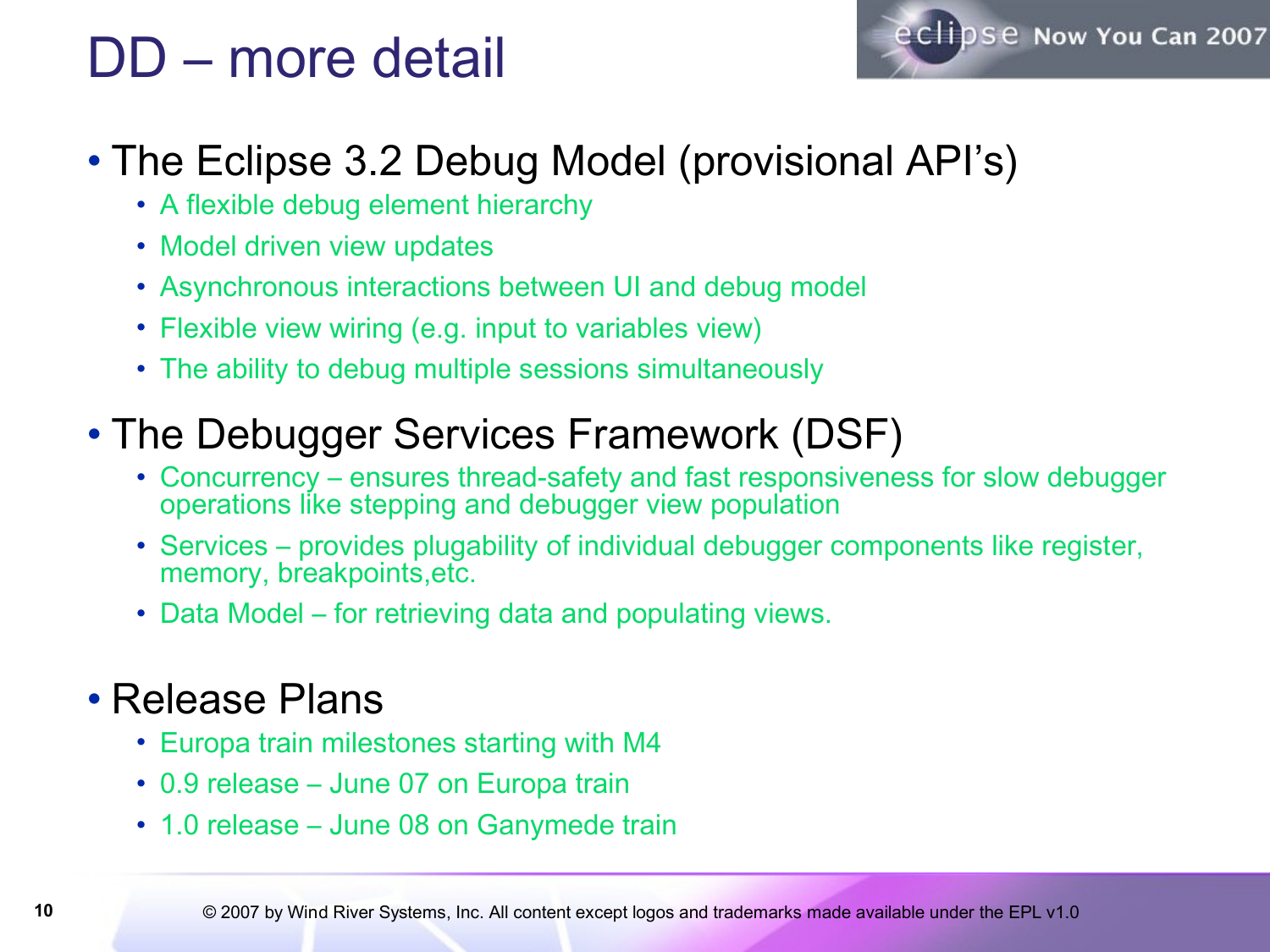# DD – more detail

- The Eclipse 3.2 Debug Model (provisional API's)
  - A flexible debug element hierarchy
  - Model driven view updates
  - Asynchronous interactions between UI and debug model
  - Flexible view wiring (e.g. input to variables view)
  - The ability to debug multiple sessions simultaneously
- The Debugger Services Framework (DSF)
  - Concurrency – ensures thread-safety and fast responsiveness for slow debugger operations like stepping and debugger view population
  - Services – provides plugability of individual debugger components like register, memory, breakpoints,etc.
  - Data Model – for retrieving data and populating views.
- Release Plans
  - Europa train milestones starting with M4
  - 0.9 release – June 07 on Europa train
  - 1.0 release – June 08 on Ganymede train

© 2007 by Wind River Systems, Inc. All content except logos and trademarks made available under the EPL v1.0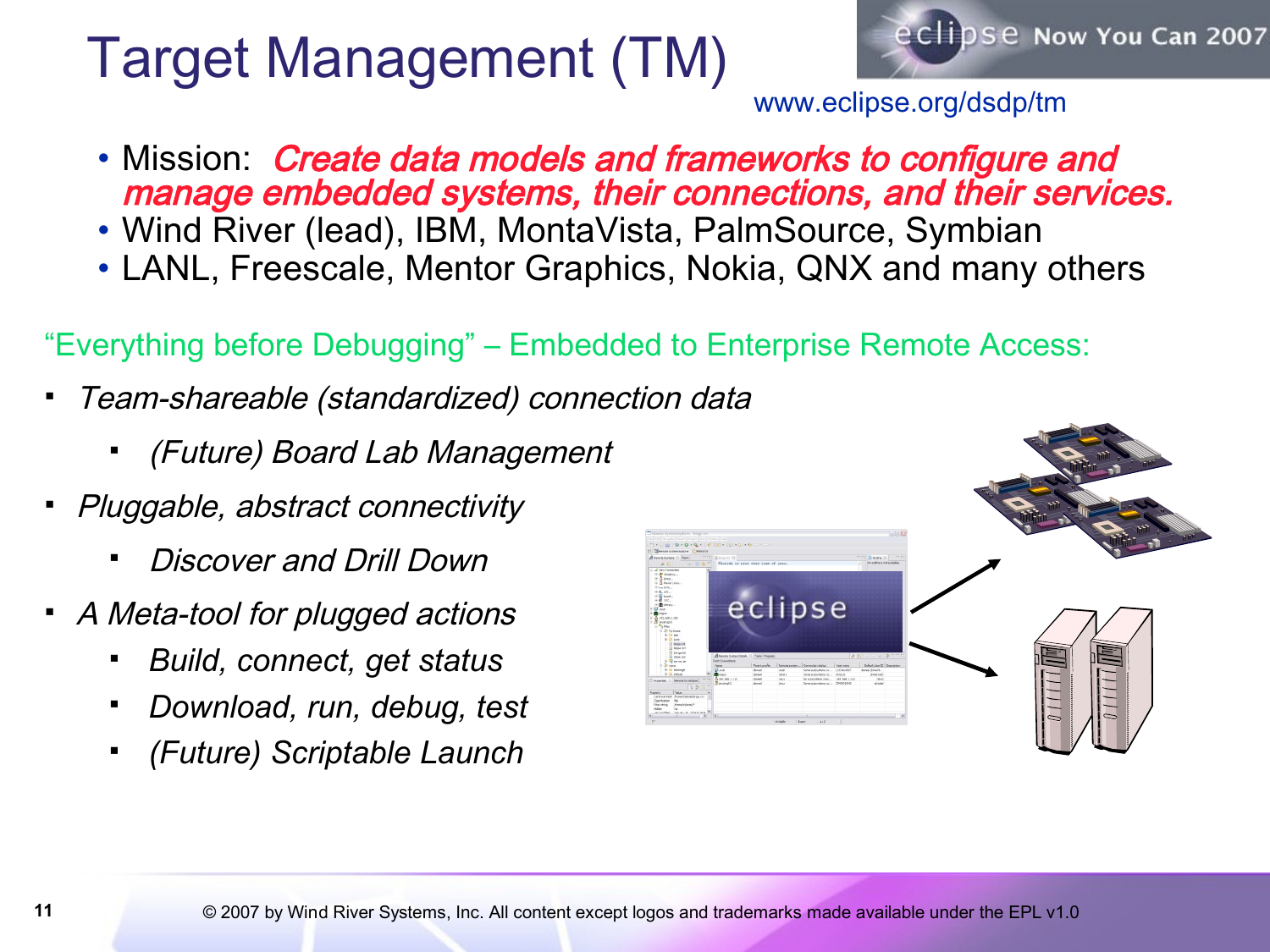# Target Management (TM)

www.eclipse.org/dsdp/tm

- Mission: ***Create data models and frameworks to configure and manage embedded systems, their connections, and their services.***
- Wind River (lead), IBM, MontaVista, PalmSource, Symbian
- LANL, Freescale, Mentor Graphics, Nokia, QNX and many others

"Everything before Debugging" – Embedded to Enterprise Remote Access:

- *Team-shareable (standardized) connection data*
  - *(Future) Board Lab Management*
- *Pluggable, abstract connectivity*
  - *Discover and Drill Down*
- *A Meta-tool for plugged actions*
  - *Build, connect, get status*
  - *Download, run, debug, test*
  - *(Future) Scriptable Launch*

© 2007 by Wind River Systems, Inc. All content except logos and trademarks made available under the EPL v1.0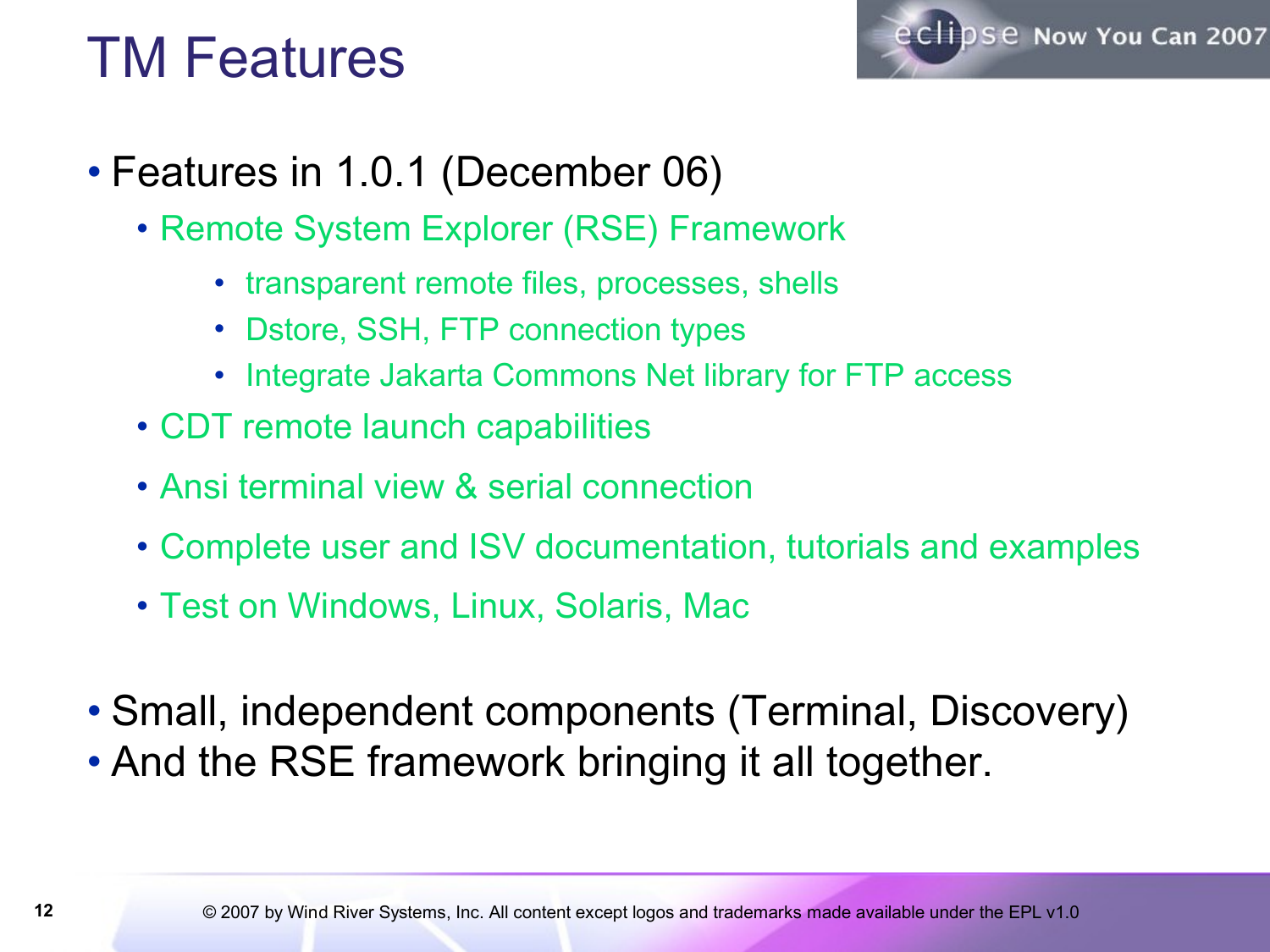# TM Features

- Features in 1.0.1 (December 06)
  - Remote System Explorer (RSE) Framework
    - transparent remote files, processes, shells
    - Dstore, SSH, FTP connection types
    - Integrate Jakarta Commons Net library for FTP access
  - CDT remote launch capabilities
  - Ansi terminal view & serial connection
  - Complete user and ISV documentation, tutorials and examples
  - Test on Windows, Linux, Solaris, Mac
- Small, independent components (Terminal, Discovery)
- And the RSE framework bringing it all together.

© 2007 by Wind River Systems, Inc. All content except logos and trademarks made available under the EPL v1.0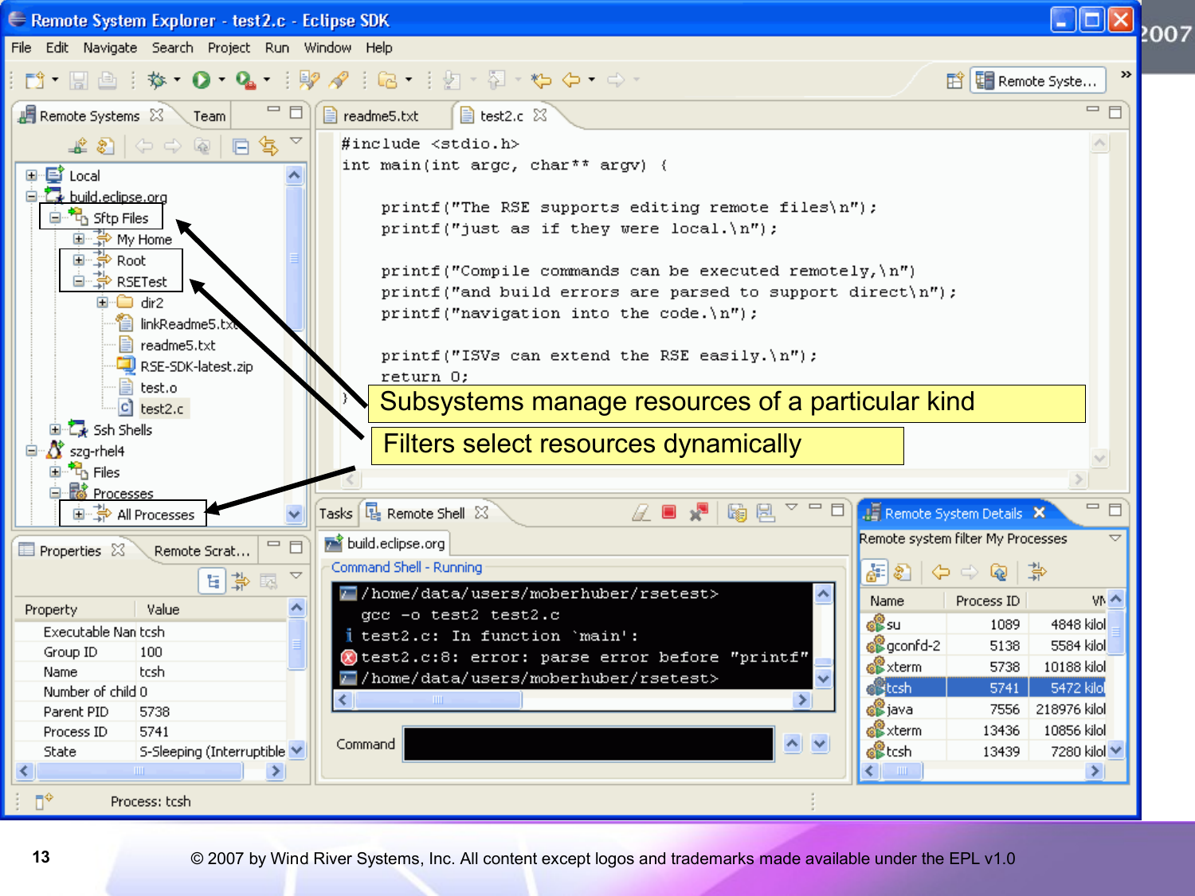Subsystems manage resources of a particular kind

Filters select resources dynamically

© 2007 by Wind River Systems, Inc. All content except logos and trademarks made available under the EPL v1.0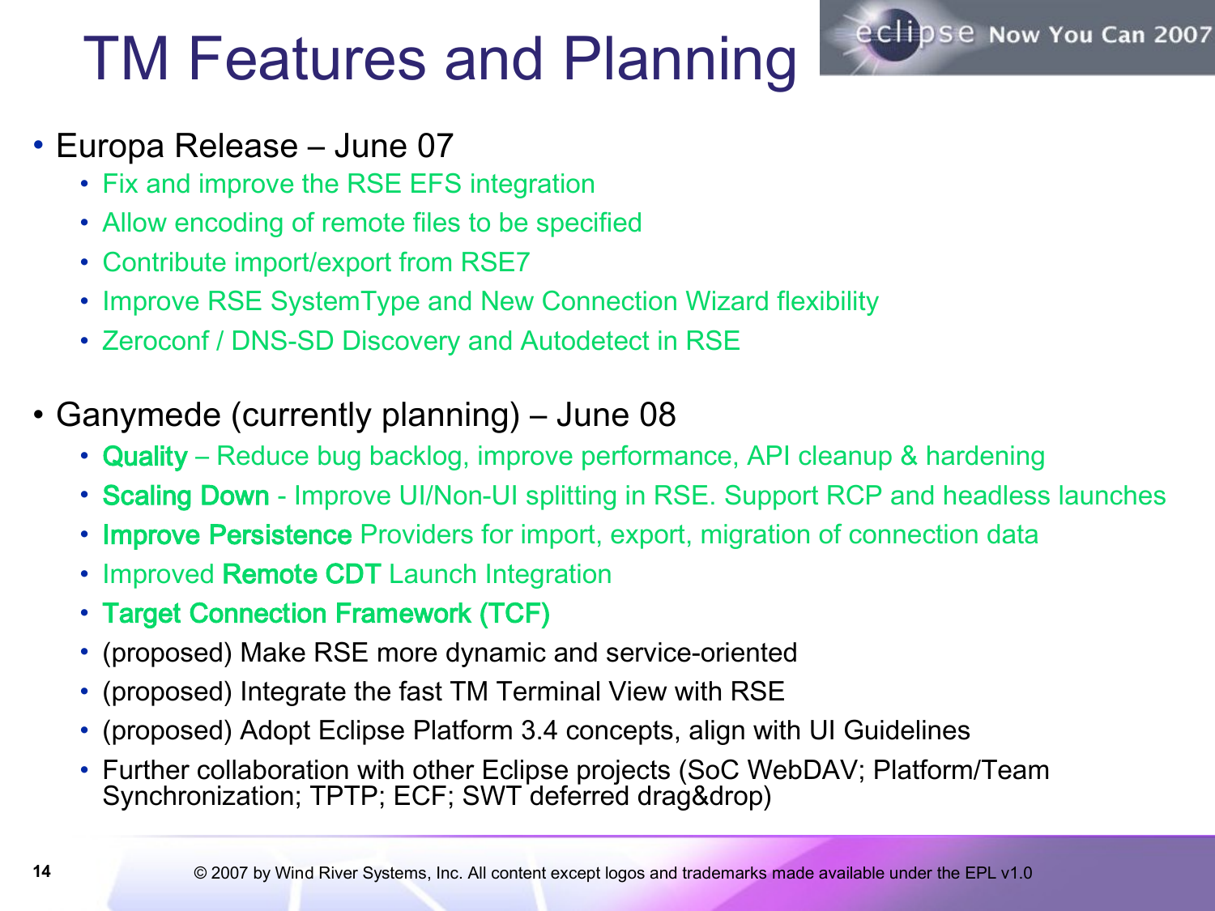# TM Features and Planning

- Europa Release – June 07
  - Fix and improve the RSE EFS integration
  - Allow encoding of remote files to be specified
  - Contribute import/export from RSE7
  - Improve RSE SystemType and New Connection Wizard flexibility
  - Zeroconf / DNS-SD Discovery and Autodetect in RSE
- Ganymede (currently planning) – June 08
  - **Quality** – Reduce bug backlog, improve performance, API cleanup & hardening
  - **Scaling Down** - Improve UI/Non-UI splitting in RSE. Support RCP and headless launches
  - **Improve Persistence** Providers for import, export, migration of connection data
  - Improved **Remote CDT** Launch Integration
  - **Target Connection Framework (TCF)**
  - (proposed) Make RSE more dynamic and service-oriented
  - (proposed) Integrate the fast TM Terminal View with RSE
  - (proposed) Adopt Eclipse Platform 3.4 concepts, align with UI Guidelines
  - Further collaboration with other Eclipse projects (SoC WebDAV; Platform/Team Synchronization; TPTP; ECF; SWT deferred drag&drop)

© 2007 by Wind River Systems, Inc. All content except logos and trademarks made available under the EPL v1.0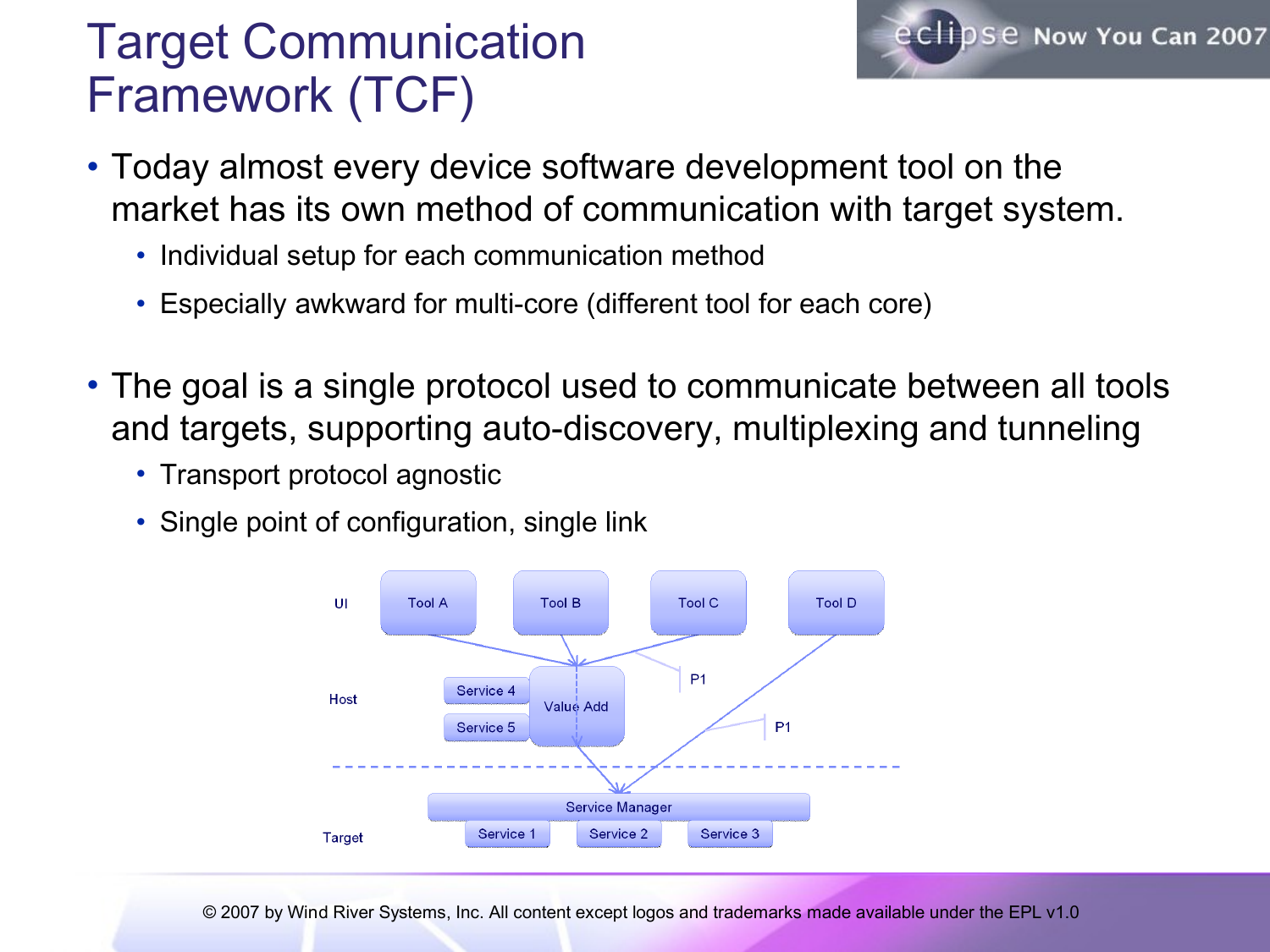# Target Communication Framework (TCF)

- Today almost every device software development tool on the market has its own method of communication with target system.
  - Individual setup for each communication method
  - Especially awkward for multi-core (different tool for each core)
- The goal is a single protocol used to communicate between all tools and targets, supporting auto-discovery, multiplexing and tunneling
  - Transport protocol agnostic
  - Single point of configuration, single link

UI
Tool A
Tool B
Tool C
Tool D
P1
Host
Service 4
Service 5
Value Add
P1
Service Manager
Target
Service 1
Service 2
Service 3

© 2007 by Wind River Systems, Inc. All content except logos and trademarks made available under the EPL v1.0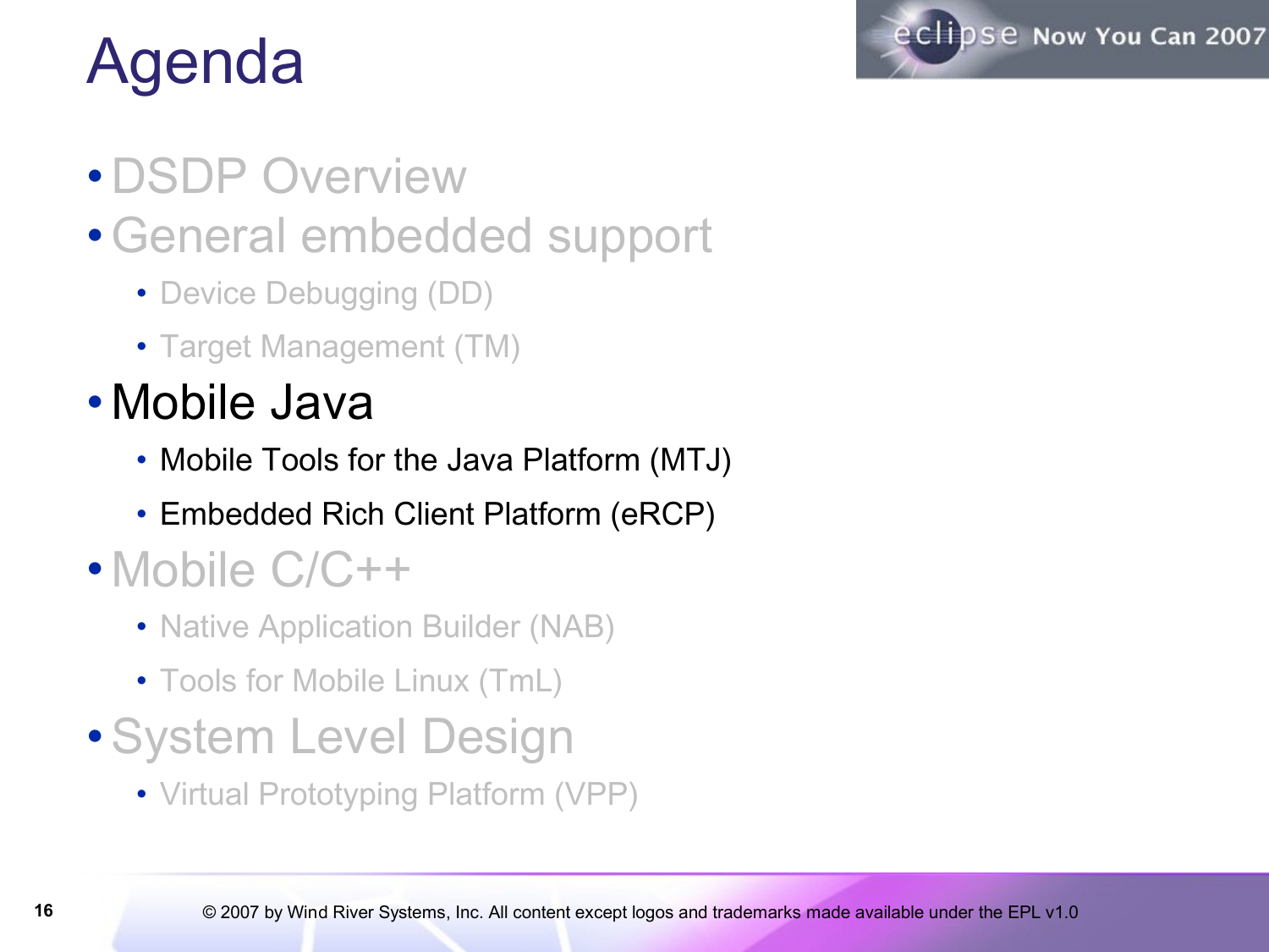# Agenda

- DSDP Overview
- General embedded support
  - Device Debugging (DD)
  - Target Management (TM)
- Mobile Java
  - Mobile Tools for the Java Platform (MTJ)
  - Embedded Rich Client Platform (eRCP)
- Mobile C/C++
  - Native Application Builder (NAB)
  - Tools for Mobile Linux (TmL)
- System Level Design
  - Virtual Prototyping Platform (VPP)

© 2007 by Wind River Systems, Inc. All content except logos and trademarks made available under the EPL v1.0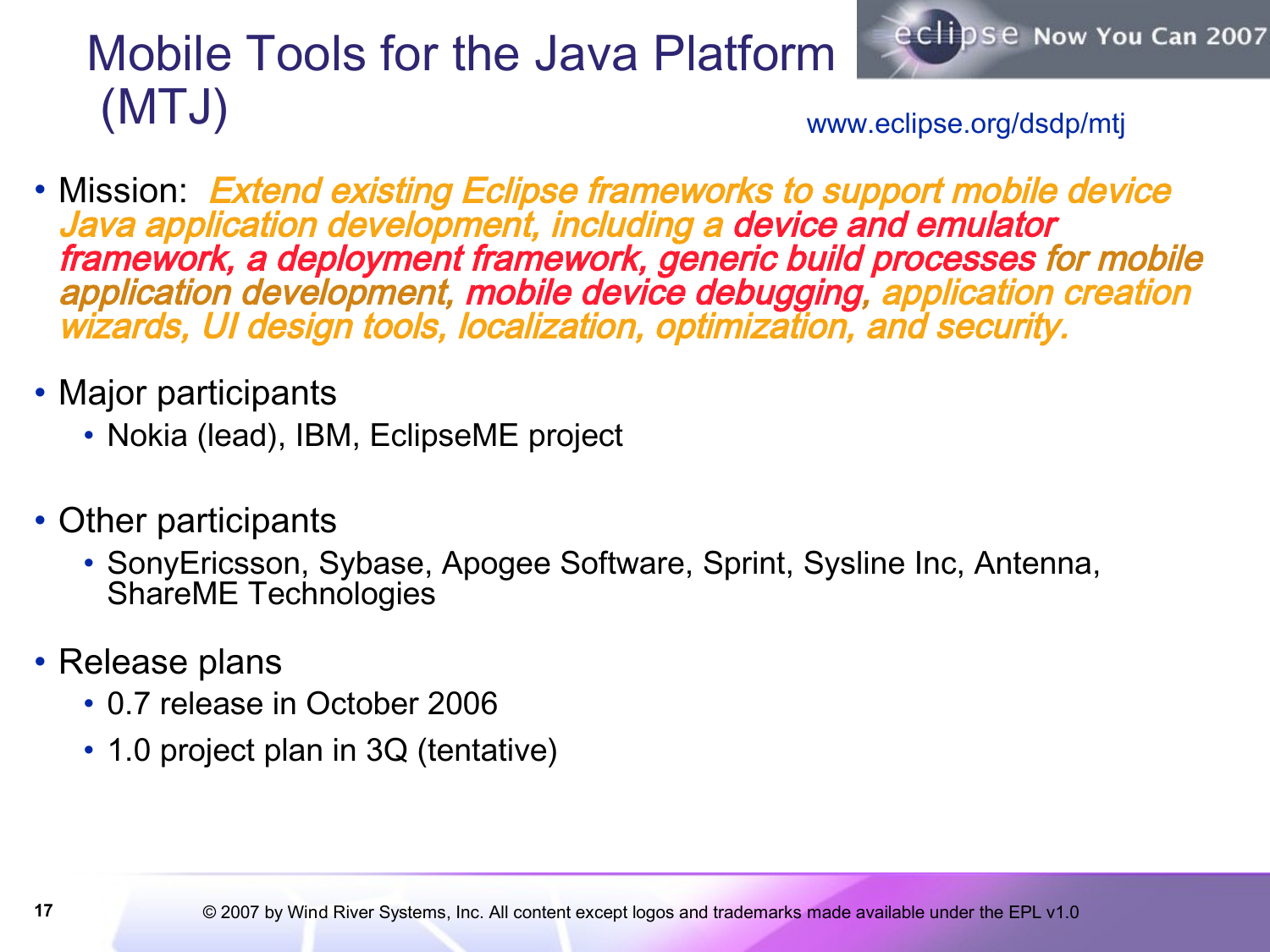# Mobile Tools for the Java Platform (MTJ)

www.eclipse.org/dsdp/mtj

- Mission: *Extend existing Eclipse frameworks to support mobile device Java application development, including a **device and emulator framework, a deployment framework, generic build processes** for mobile application development, **mobile device debugging**, application creation wizards, UI design tools, localization, optimization, and security.*
- Major participants
  - Nokia (lead), IBM, EclipseME project
- Other participants
  - SonyEricsson, Sybase, Apogee Software, Sprint, Sysline Inc, Antenna, ShareME Technologies
- Release plans
  - 0.7 release in October 2006
  - 1.0 project plan in 3Q (tentative)

© 2007 by Wind River Systems, Inc. All content except logos and trademarks made available under the EPL v1.0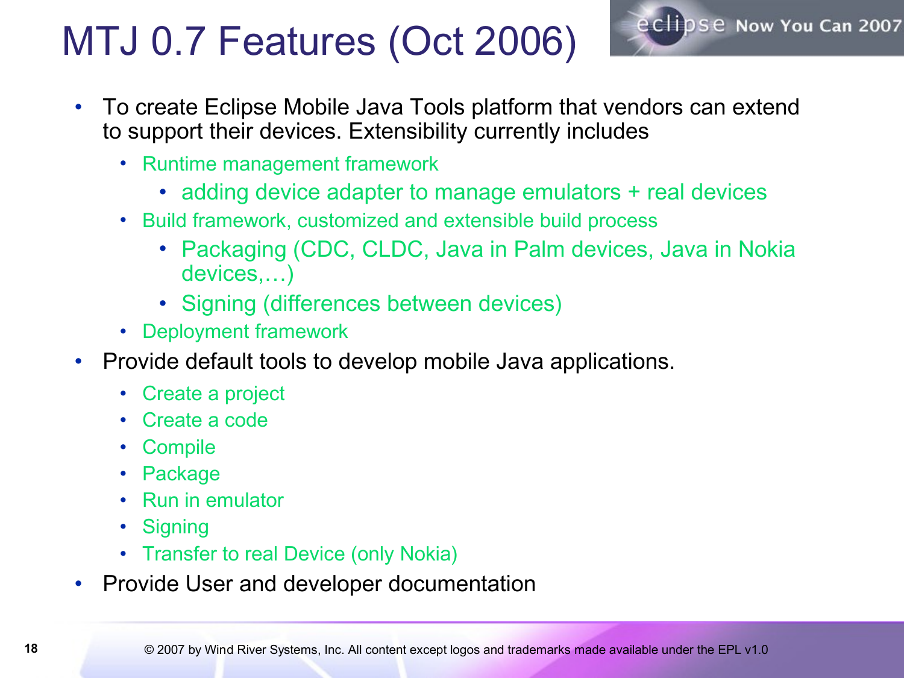# MTJ 0.7 Features (Oct 2006)

- To create Eclipse Mobile Java Tools platform that vendors can extend to support their devices. Extensibility currently includes
  - Runtime management framework
    - adding device adapter to manage emulators + real devices
  - Build framework, customized and extensible build process
    - Packaging (CDC, CLDC, Java in Palm devices, Java in Nokia devices,…)
    - Signing (differences between devices)
  - Deployment framework
- Provide default tools to develop mobile Java applications.
  - Create a project
  - Create a code
  - Compile
  - Package
  - Run in emulator
  - Signing
  - Transfer to real Device (only Nokia)
- Provide User and developer documentation

© 2007 by Wind River Systems, Inc. All content except logos and trademarks made available under the EPL v1.0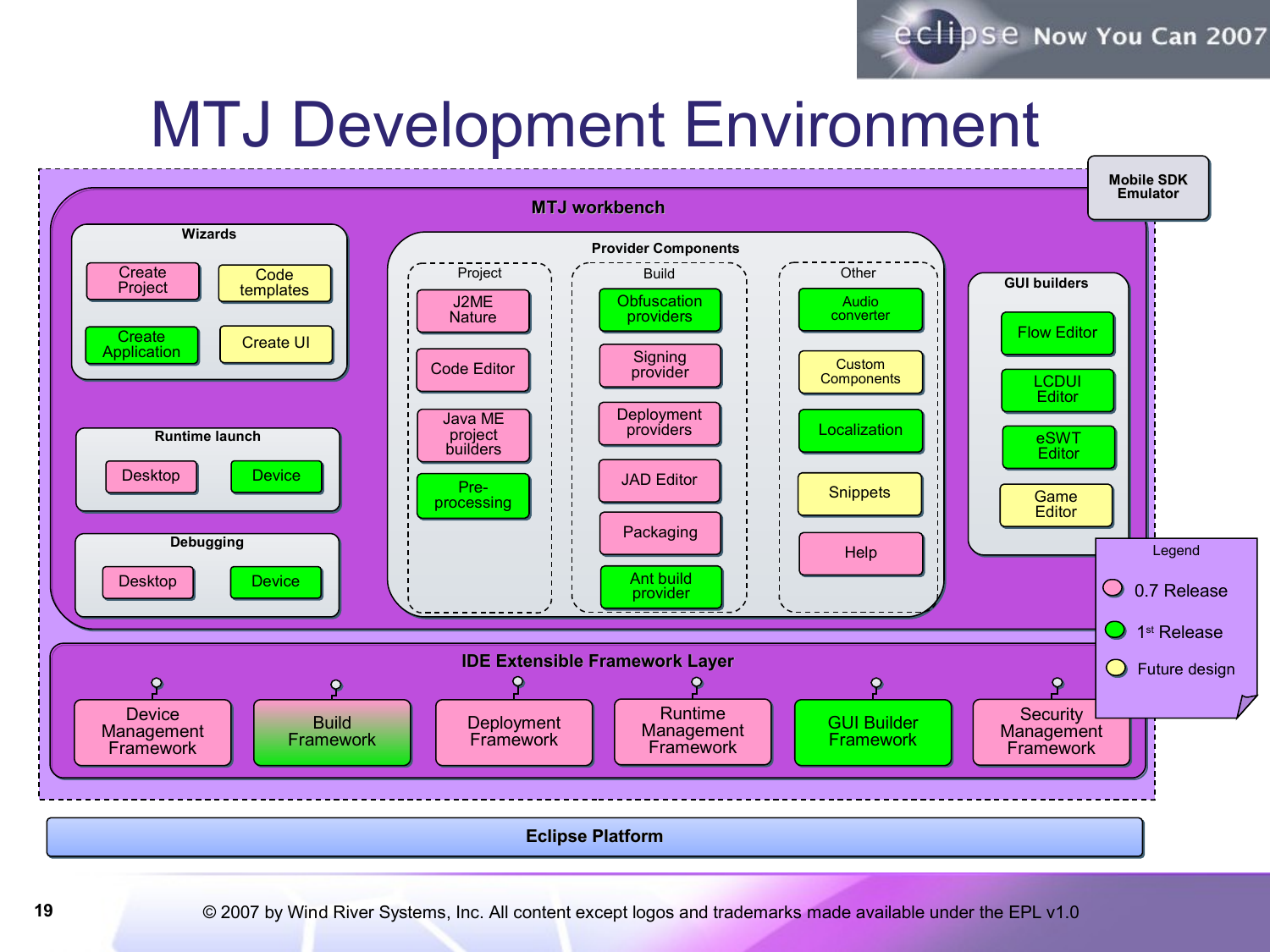# MTJ Development Environment

Mobile SDK Emulator

**MTJ workbench**

**Wizards**

- Create Project
- Code templates
- Create Application
- Create UI

**Runtime launch**

- Desktop
- Device

**Debugging**

- Desktop
- Device

**Provider Components**

Project

- J2ME Nature
- Code Editor
- Java ME project builders
- Pre-processing

Build

- Obfuscation providers
- Signing provider
- Deployment providers
- JAD Editor
- Packaging
- Ant build provider

Other

- Audio converter
- Custom Components
- Localization
- Snippets
- Help

**GUI builders**

- Flow Editor
- LCDUI Editor
- eSWT Editor
- Game Editor

Legend

- 0.7 Release
- 1st Release
- Future design

**IDE Extensible Framework Layer**

- Device Management Framework
- Build Framework
- Deployment Framework
- Runtime Management Framework
- GUI Builder Framework
- Security Management Framework

**Eclipse Platform**

© 2007 by Wind River Systems, Inc. All content except logos and trademarks made available under the EPL v1.0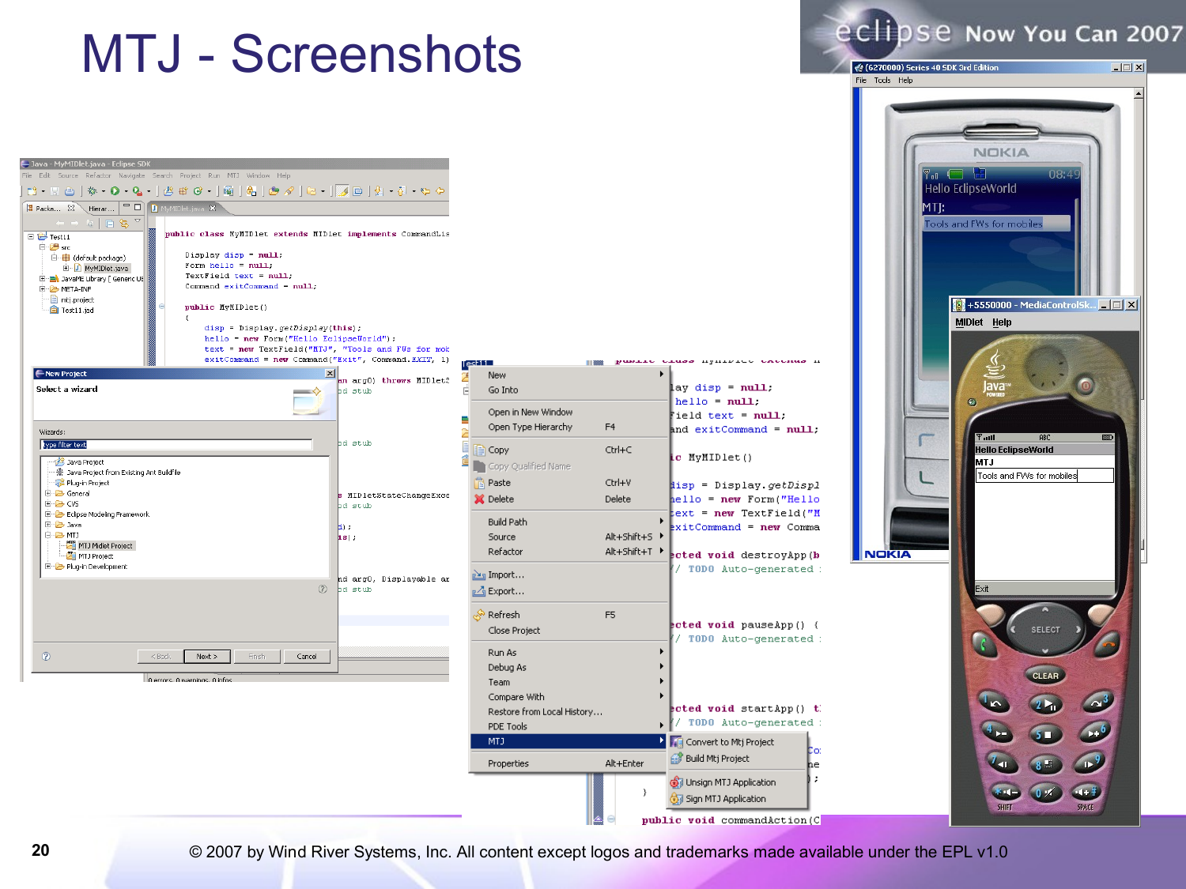# MTJ - Screenshots

© 2007 by Wind River Systems, Inc. All content except logos and trademarks made available under the EPL v1.0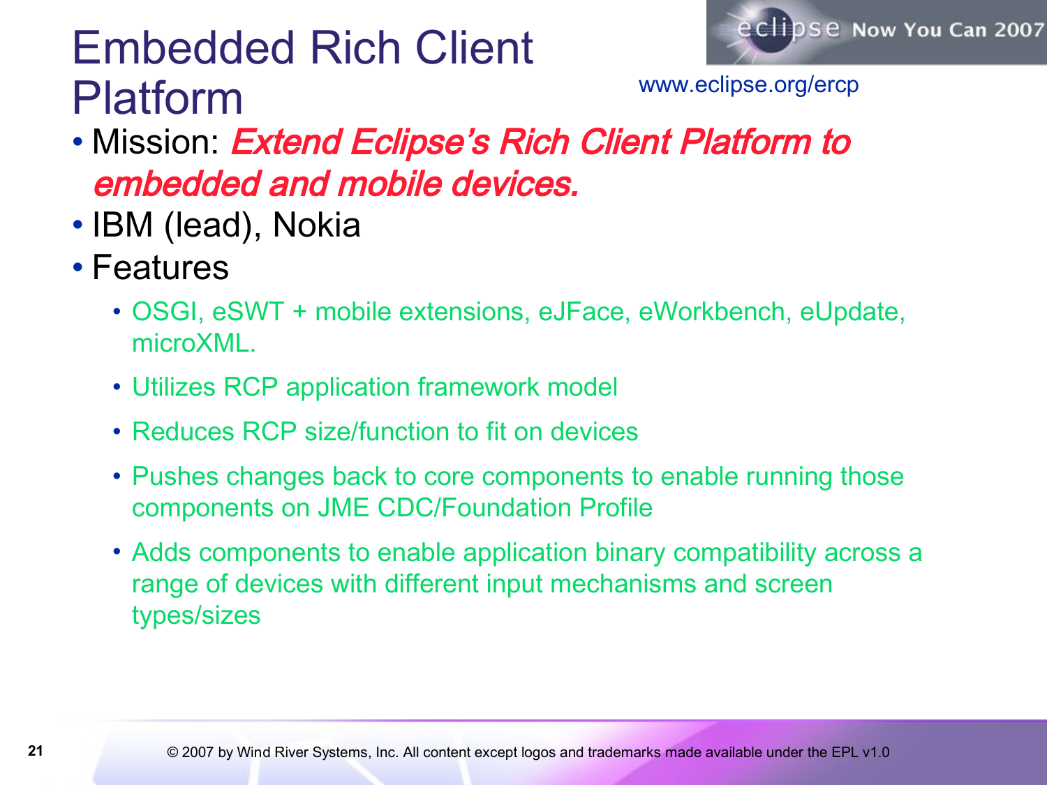# Embedded Rich Client Platform

www.eclipse.org/ercp

- Mission: ***Extend Eclipse's Rich Client Platform to embedded and mobile devices.***
- IBM (lead), Nokia
- Features
  - OSGI, eSWT + mobile extensions, eJFace, eWorkbench, eUpdate, microXML.
  - Utilizes RCP application framework model
  - Reduces RCP size/function to fit on devices
  - Pushes changes back to core components to enable running those components on JME CDC/Foundation Profile
  - Adds components to enable application binary compatibility across a range of devices with different input mechanisms and screen types/sizes

© 2007 by Wind River Systems, Inc. All content except logos and trademarks made available under the EPL v1.0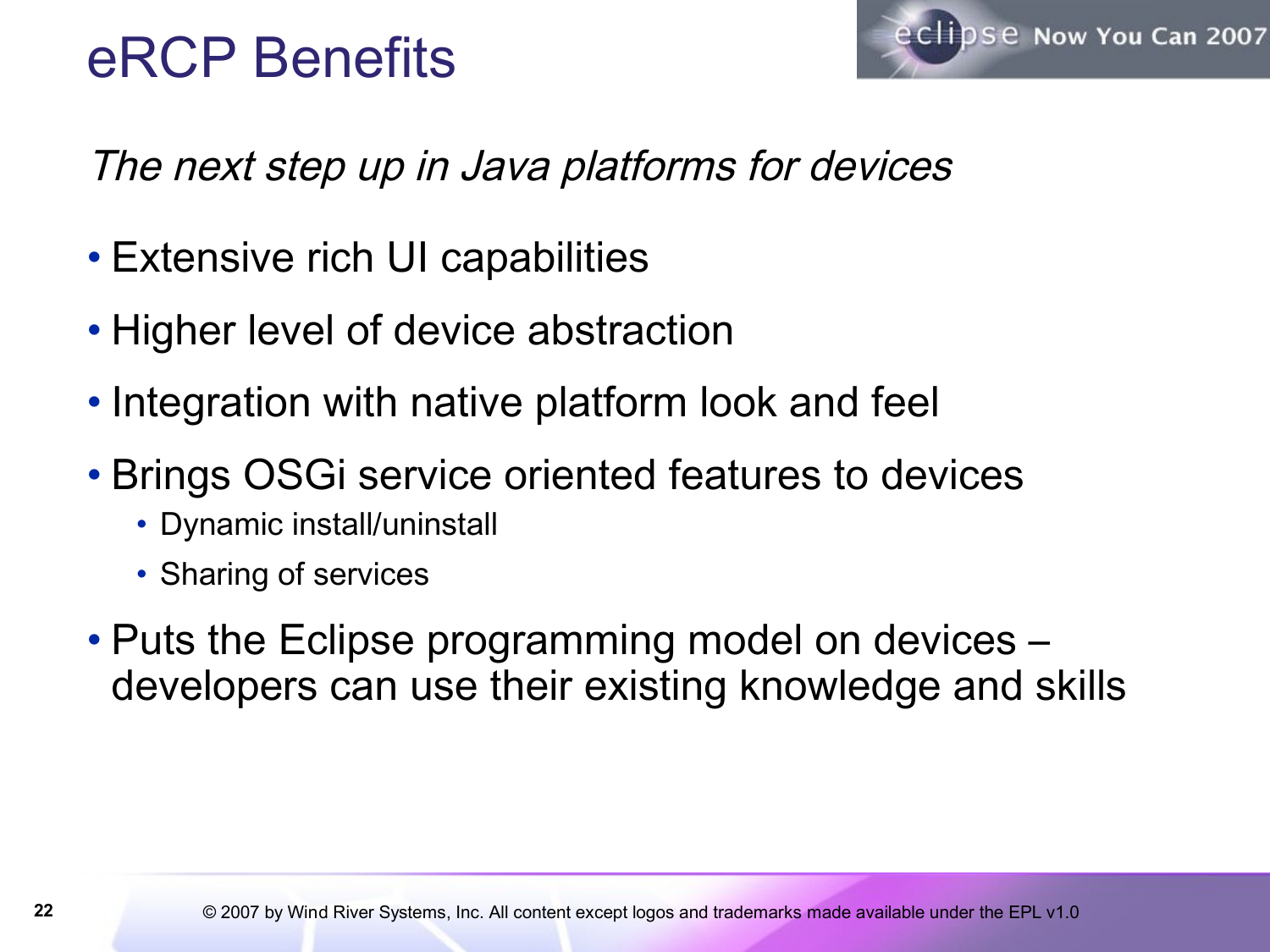# eRCP Benefits

*The next step up in Java platforms for devices*

- Extensive rich UI capabilities
- Higher level of device abstraction
- Integration with native platform look and feel
- Brings OSGi service oriented features to devices
  - Dynamic install/uninstall
  - Sharing of services
- Puts the Eclipse programming model on devices – developers can use their existing knowledge and skills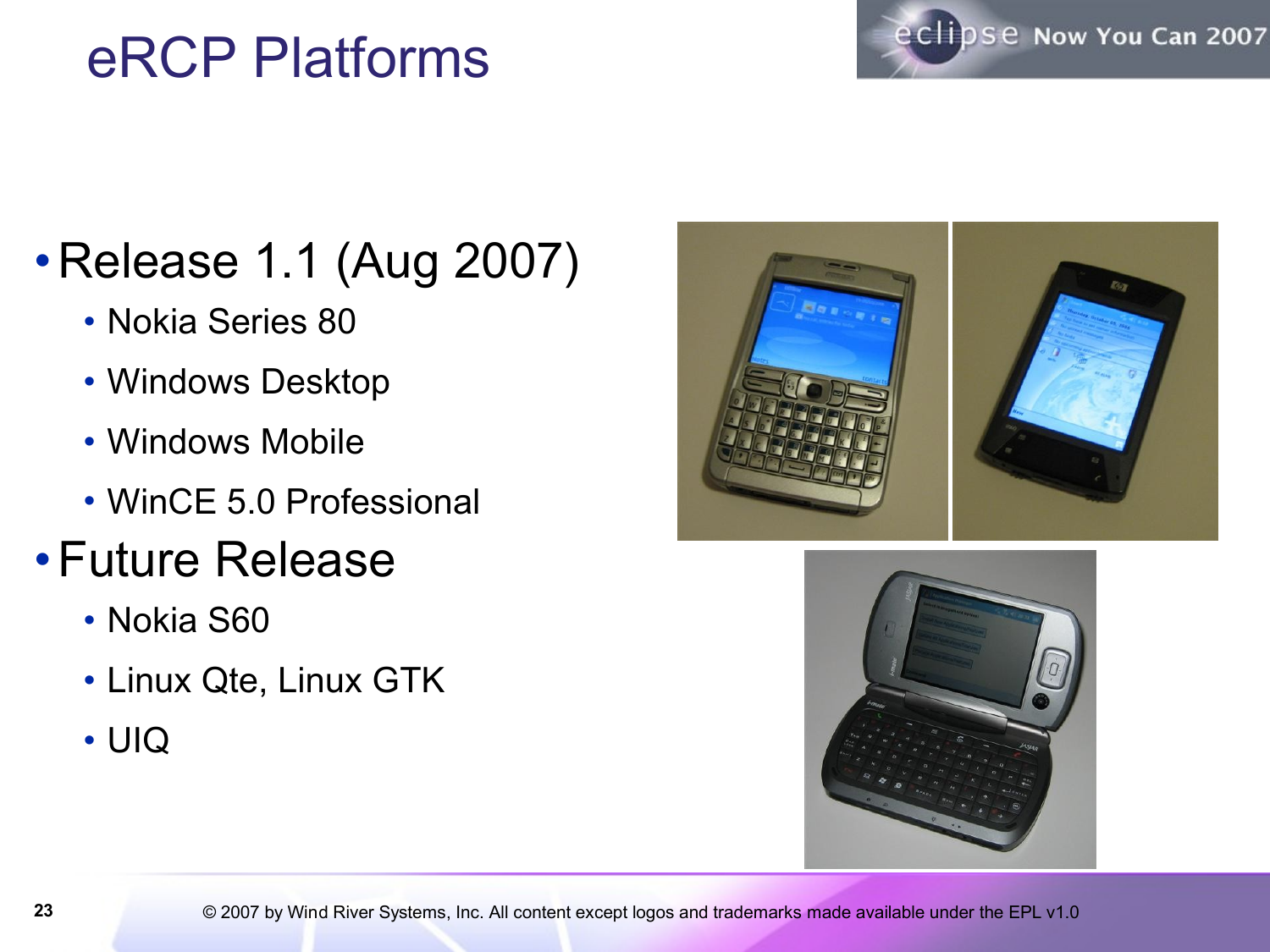# eRCP Platforms

- Release 1.1 (Aug 2007)
  - Nokia Series 80
  - Windows Desktop
  - Windows Mobile
  - WinCE 5.0 Professional
- Future Release
  - Nokia S60
  - Linux Qte, Linux GTK
  - UIQ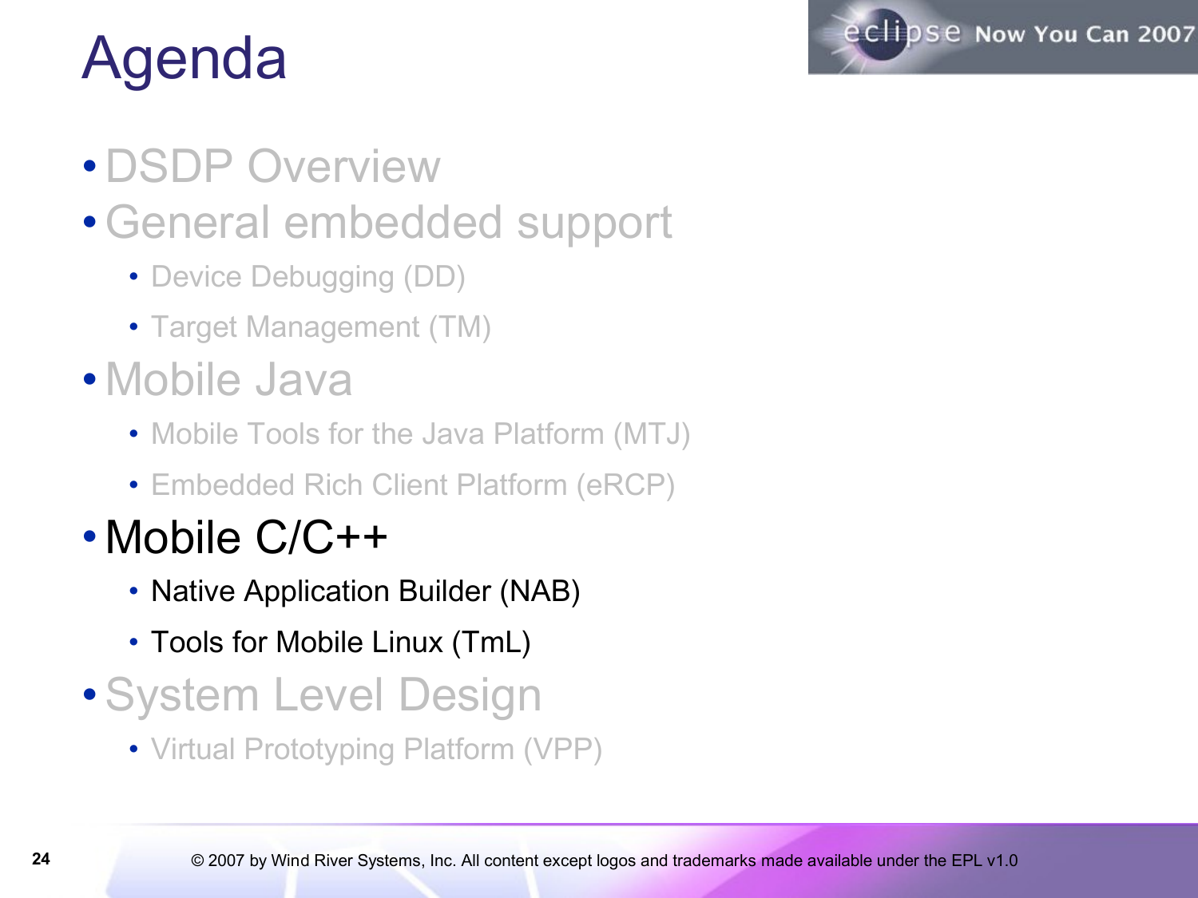# Agenda

- DSDP Overview
- General embedded support
  - Device Debugging (DD)
  - Target Management (TM)
- Mobile Java
  - Mobile Tools for the Java Platform (MTJ)
  - Embedded Rich Client Platform (eRCP)
- Mobile C/C++
  - Native Application Builder (NAB)
  - Tools for Mobile Linux (TmL)
- System Level Design
  - Virtual Prototyping Platform (VPP)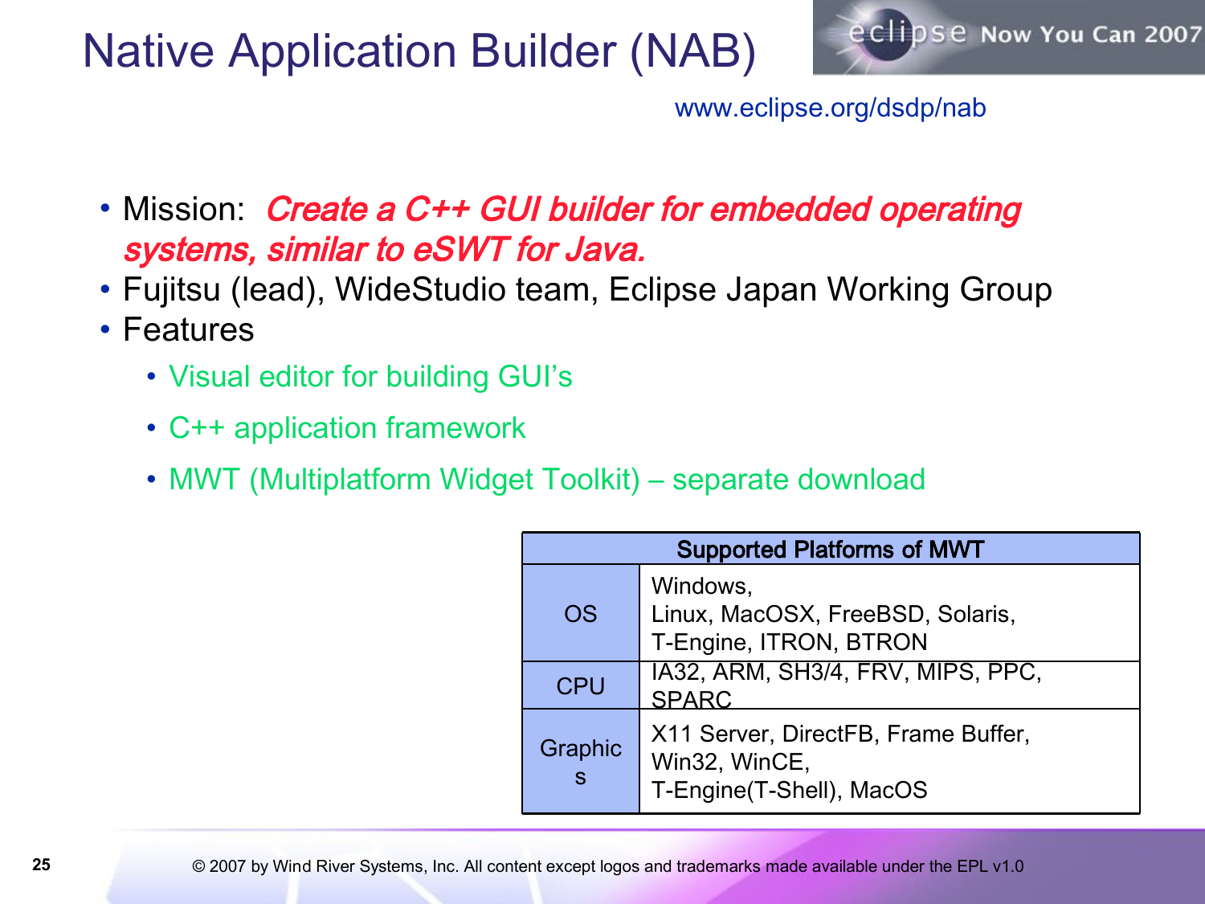# Native Application Builder (NAB)

www.eclipse.org/dsdp/nab

- Mission: ***Create a C++ GUI builder for embedded operating systems, similar to eSWT for Java.***
- Fujitsu (lead), WideStudio team, Eclipse Japan Working Group
- Features
  - Visual editor for building GUI's
  - C++ application framework
  - MWT (Multiplatform Widget Toolkit) – separate download

| Supported Platforms of MWT | |
|---|---|
| OS | Windows, Linux, MacOSX, FreeBSD, Solaris, T-Engine, ITRON, BTRON |
| CPU | IA32, ARM, SH3/4, FRV, MIPS, PPC, SPARC |
| Graphics | X11 Server, DirectFB, Frame Buffer, Win32, WinCE, T-Engine(T-Shell), MacOS |

© 2007 by Wind River Systems, Inc. All content except logos and trademarks made available under the EPL v1.0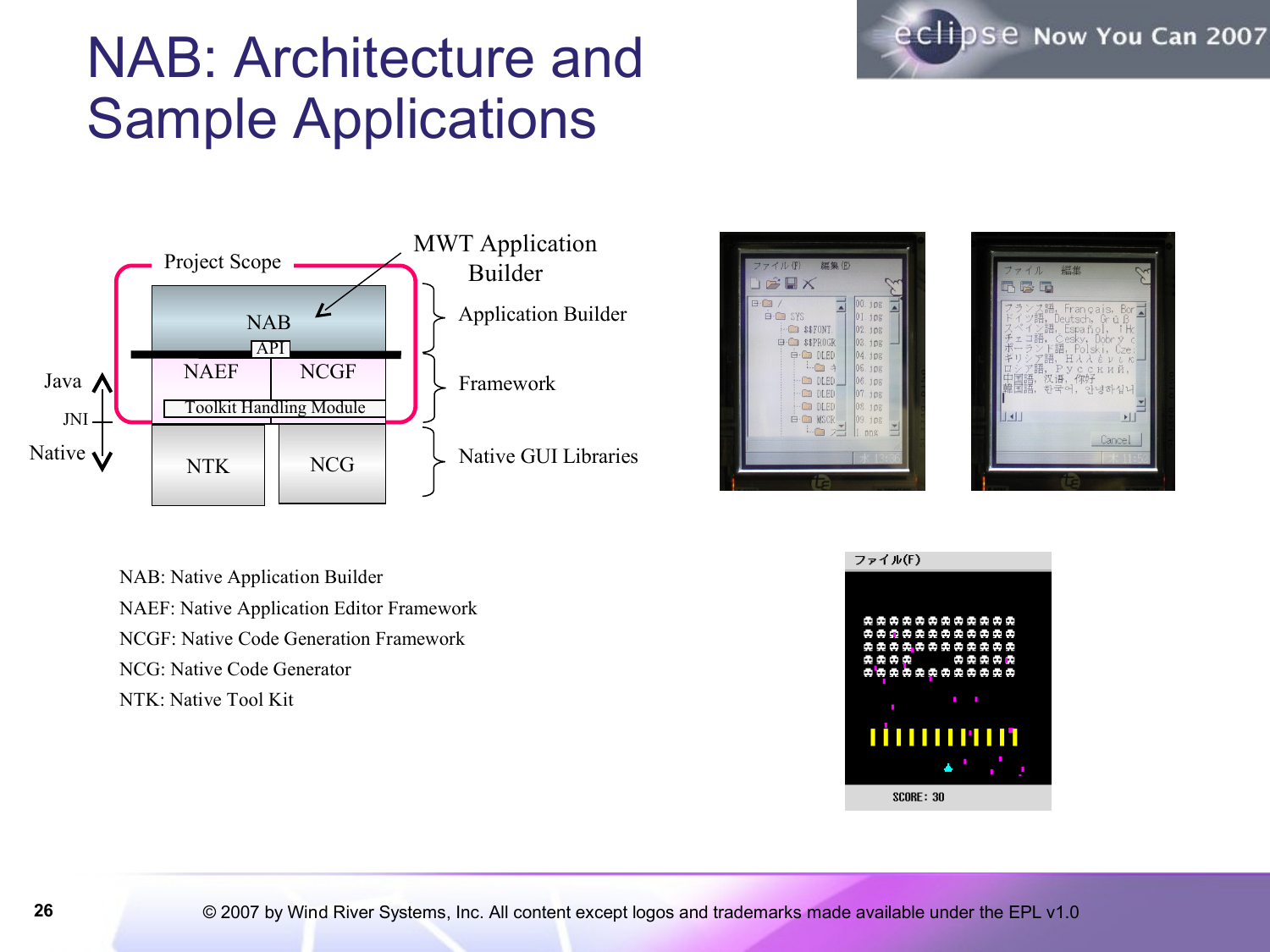# NAB: Architecture and Sample Applications

Project Scope

MWT Application Builder

NAB

API

NAEF

NCGF

Toolkit Handling Module

NTK

NCG

Java

JNI

Native

Application Builder

Framework

Native GUI Libraries

NAB: Native Application Builder

NAEF: Native Application Editor Framework

NCGF: Native Code Generation Framework

NCG: Native Code Generator

NTK: Native Tool Kit

© 2007 by Wind River Systems, Inc. All content except logos and trademarks made available under the EPL v1.0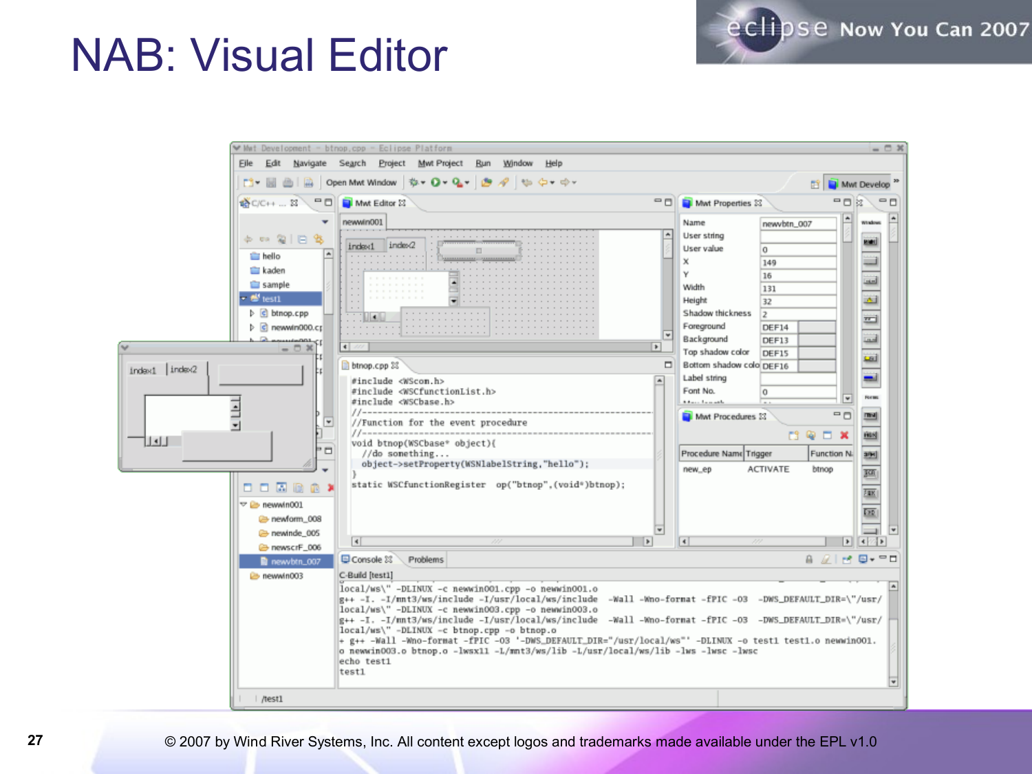# NAB: Visual Editor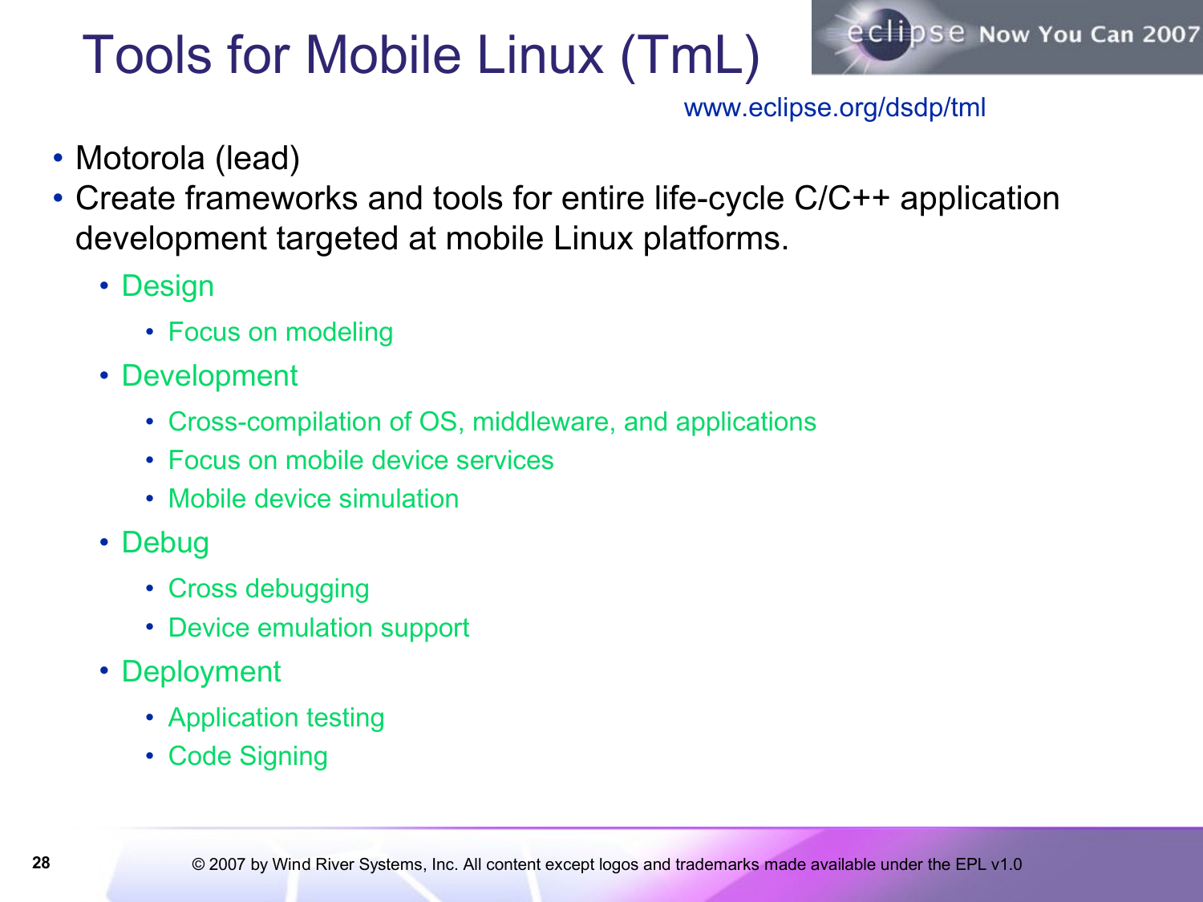# Tools for Mobile Linux (TmL)

www.eclipse.org/dsdp/tml

- Motorola (lead)
- Create frameworks and tools for entire life-cycle C/C++ application development targeted at mobile Linux platforms.
  - Design
    - Focus on modeling
  - Development
    - Cross-compilation of OS, middleware, and applications
    - Focus on mobile device services
    - Mobile device simulation
  - Debug
    - Cross debugging
    - Device emulation support
  - Deployment
    - Application testing
    - Code Signing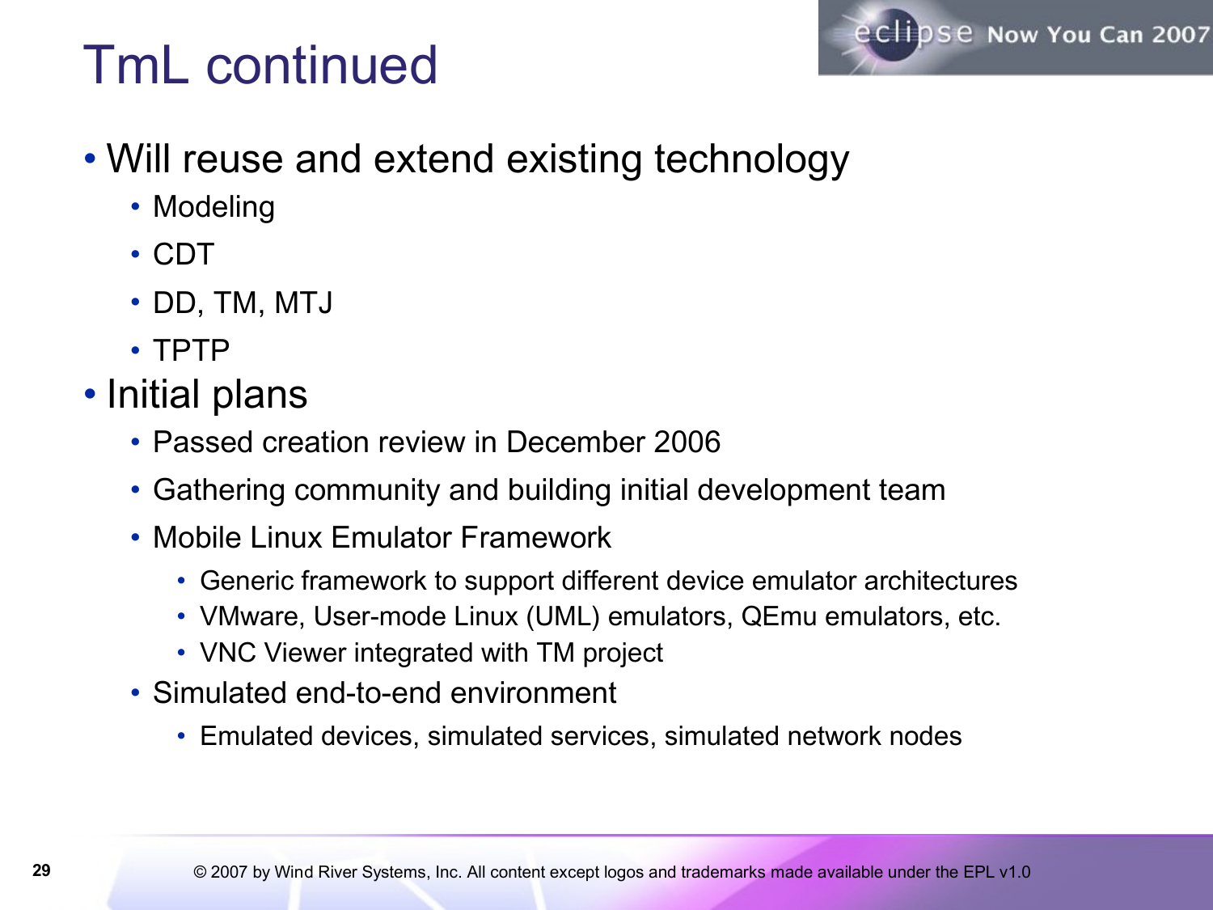# TmL continued

- Will reuse and extend existing technology
  - Modeling
  - CDT
  - DD, TM, MTJ
  - TPTP
- Initial plans
  - Passed creation review in December 2006
  - Gathering community and building initial development team
  - Mobile Linux Emulator Framework
    - Generic framework to support different device emulator architectures
    - VMware, User-mode Linux (UML) emulators, QEmu emulators, etc.
    - VNC Viewer integrated with TM project
  - Simulated end-to-end environment
    - Emulated devices, simulated services, simulated network nodes

© 2007 by Wind River Systems, Inc. All content except logos and trademarks made available under the EPL v1.0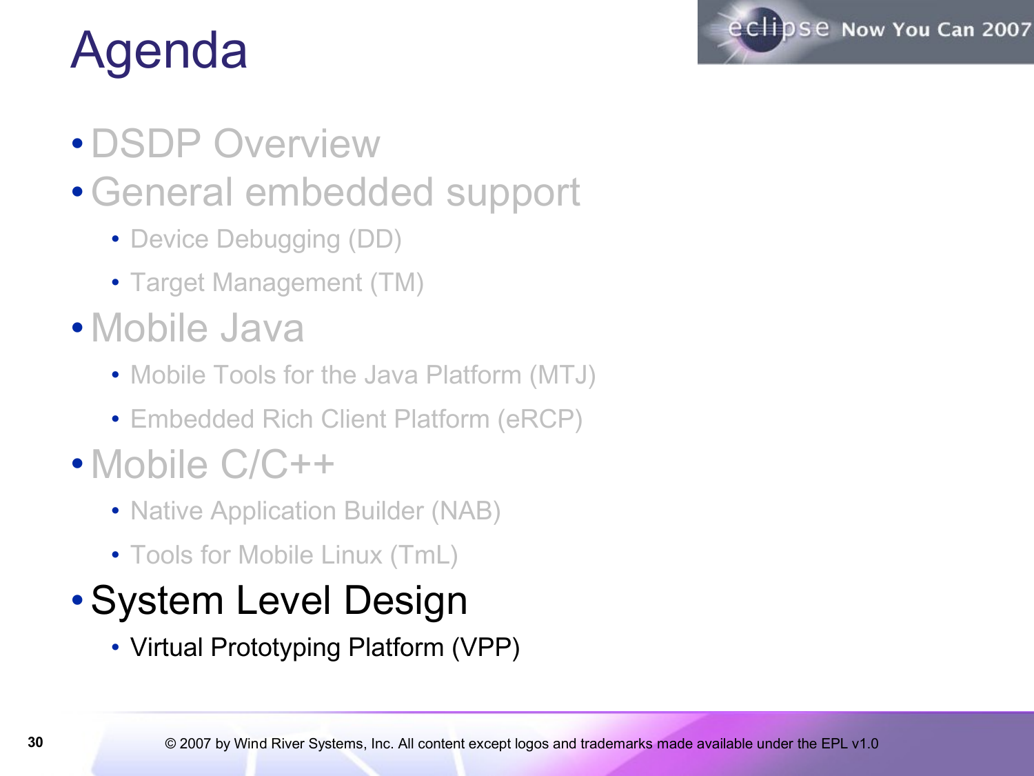# Agenda

- DSDP Overview
- General embedded support
  - Device Debugging (DD)
  - Target Management (TM)
- Mobile Java
  - Mobile Tools for the Java Platform (MTJ)
  - Embedded Rich Client Platform (eRCP)
- Mobile C/C++
  - Native Application Builder (NAB)
  - Tools for Mobile Linux (TmL)
- System Level Design
  - Virtual Prototyping Platform (VPP)

© 2007 by Wind River Systems, Inc. All content except logos and trademarks made available under the EPL v1.0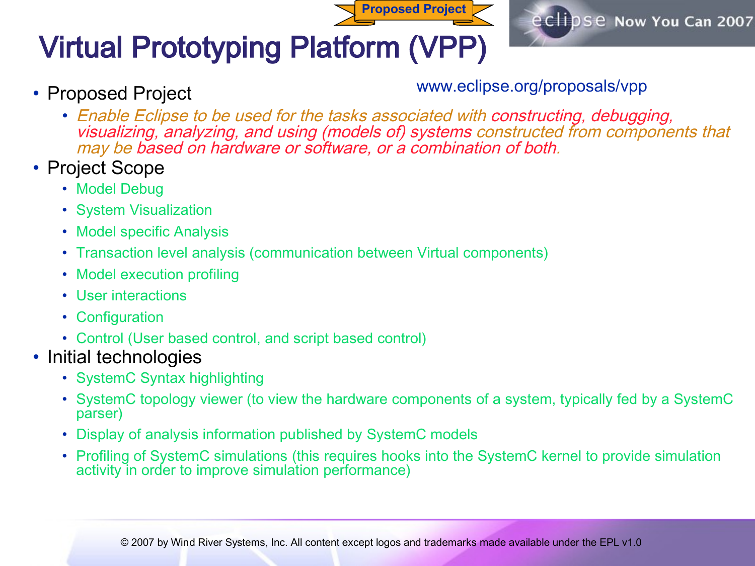# Virtual Prototyping Platform (VPP)

Proposed Project

www.eclipse.org/proposals/vpp

- Proposed Project
  - *Enable Eclipse to be used for the tasks associated with constructing, debugging, visualizing, analyzing, and using (models of) systems constructed from components that may be based on hardware or software, or a combination of both.*
- Project Scope
  - Model Debug
  - System Visualization
  - Model specific Analysis
  - Transaction level analysis (communication between Virtual components)
  - Model execution profiling
  - User interactions
  - Configuration
  - Control (User based control, and script based control)
- Initial technologies
  - SystemC Syntax highlighting
  - SystemC topology viewer (to view the hardware components of a system, typically fed by a SystemC parser)
  - Display of analysis information published by SystemC models
  - Profiling of SystemC simulations (this requires hooks into the SystemC kernel to provide simulation activity in order to improve simulation performance)

© 2007 by Wind River Systems, Inc. All content except logos and trademarks made available under the EPL v1.0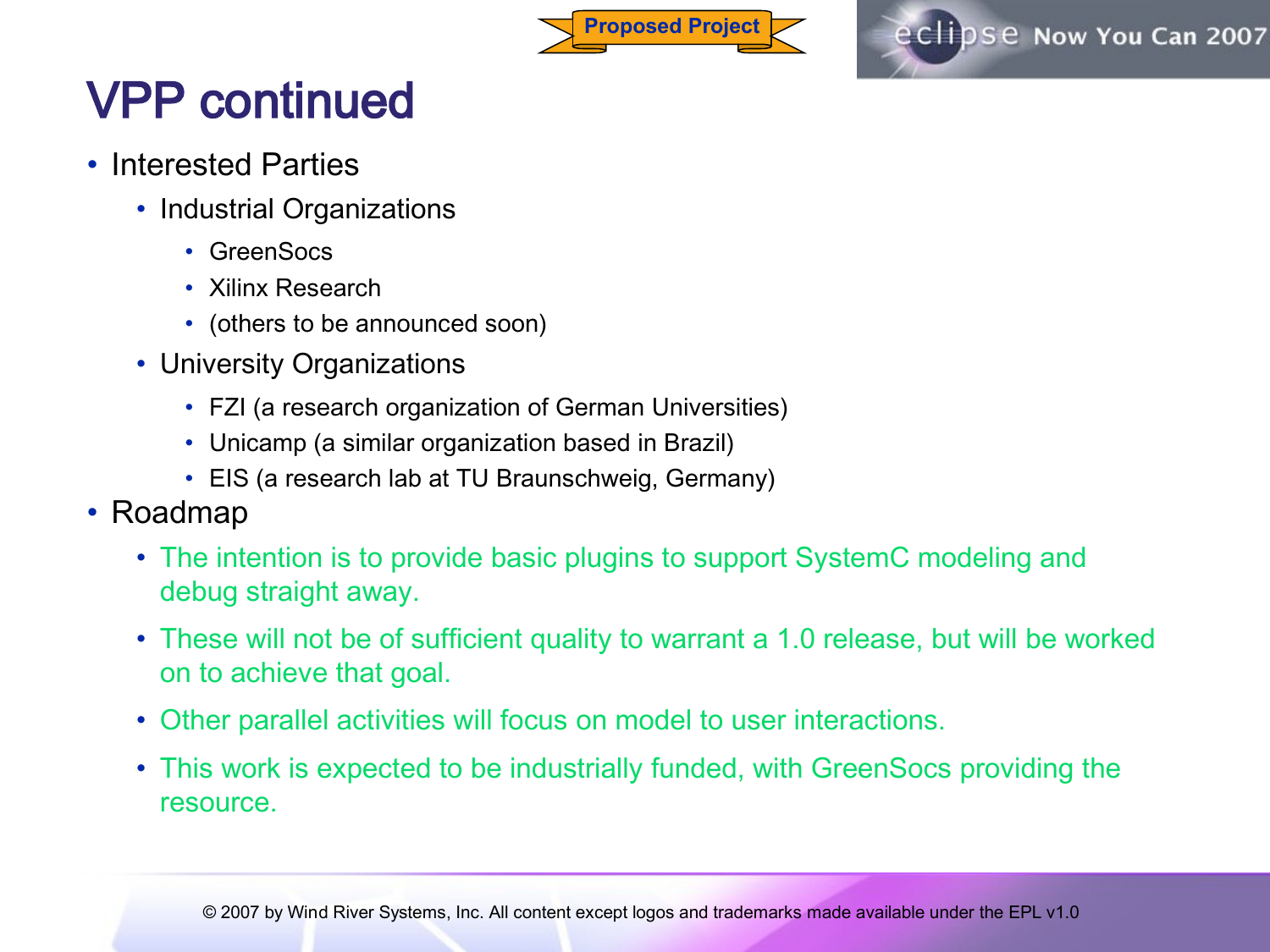# VPP continued

- Interested Parties
  - Industrial Organizations
    - GreenSocs
    - Xilinx Research
    - (others to be announced soon)
  - University Organizations
    - FZI (a research organization of German Universities)
    - Unicamp (a similar organization based in Brazil)
    - EIS (a research lab at TU Braunschweig, Germany)
- Roadmap
  - The intention is to provide basic plugins to support SystemC modeling and debug straight away.
  - These will not be of sufficient quality to warrant a 1.0 release, but will be worked on to achieve that goal.
  - Other parallel activities will focus on model to user interactions.
  - This work is expected to be industrially funded, with GreenSocs providing the resource.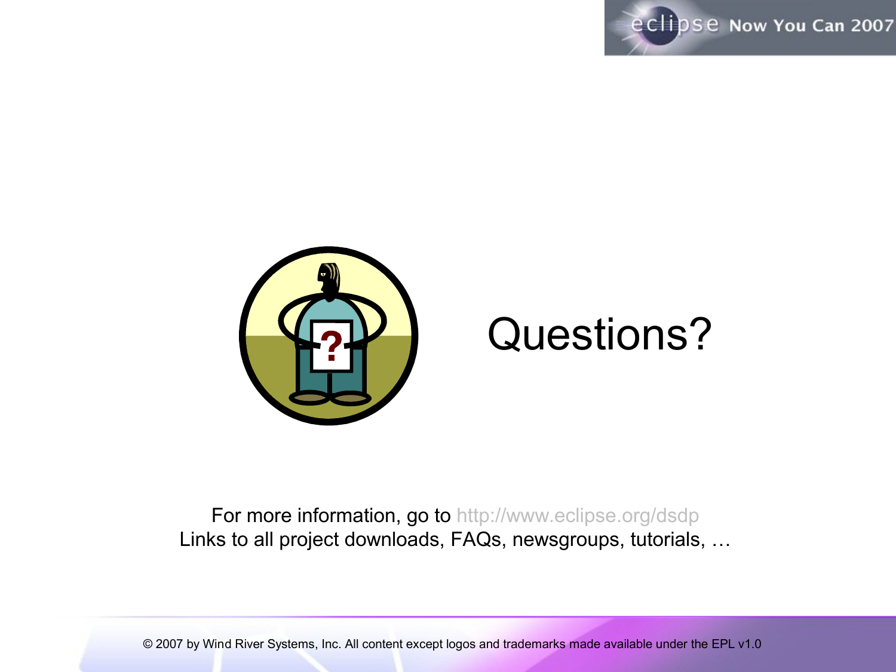# Questions?

For more information, go to http://www.eclipse.org/dsdp
Links to all project downloads, FAQs, newsgroups, tutorials, …